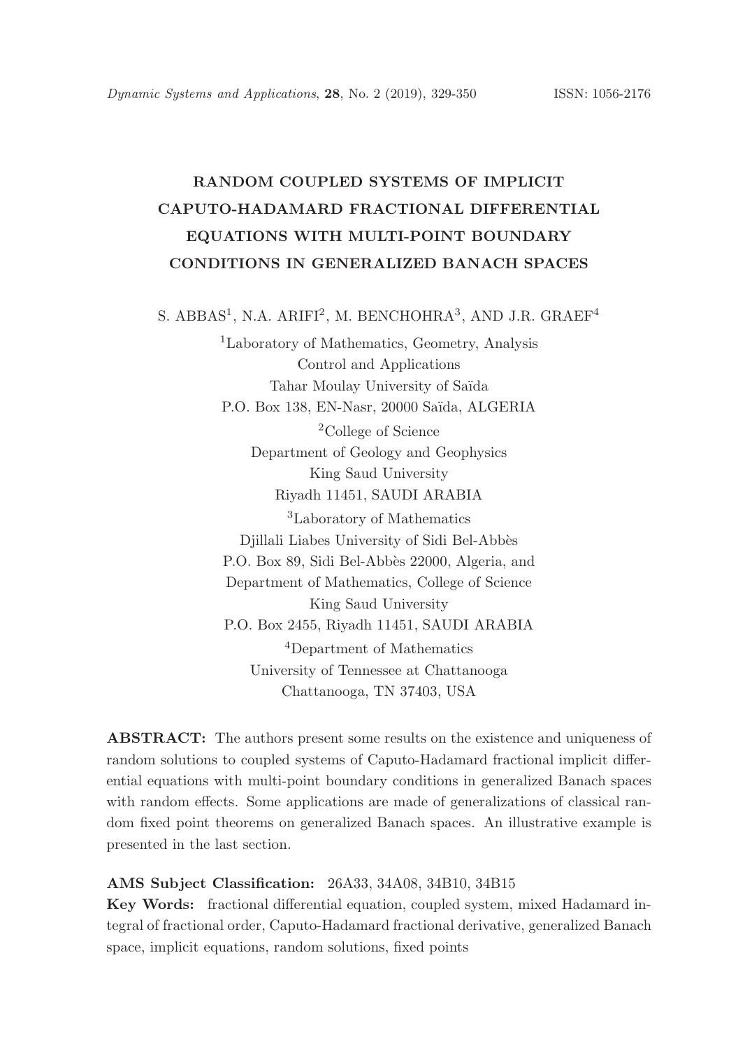# RANDOM COUPLED SYSTEMS OF IMPLICIT CAPUTO-HADAMARD FRACTIONAL DIFFERENTIAL EQUATIONS WITH MULTI-POINT BOUNDARY CONDITIONS IN GENERALIZED BANACH SPACES

S. ABBAS[1], N.A. ARIFI[2], M. BENCHOHRA[3], AND J.R. GRAEF[4]

[1]Laboratory of Mathematics, Geometry, Analysis
Control and Applications
Tahar Moulay University of Saïda
P.O. Box 138, EN-Nasr, 20000 Saïda, ALGERIA

[2]College of Science
Department of Geology and Geophysics
King Saud University
Riyadh 11451, SAUDI ARABIA

[3]Laboratory of Mathematics
Djillali Liabes University of Sidi Bel-Abbès
P.O. Box 89, Sidi Bel-Abbès 22000, Algeria, and
Department of Mathematics, College of Science
King Saud University
P.O. Box 2455, Riyadh 11451, SAUDI ARABIA

[4]Department of Mathematics
University of Tennessee at Chattanooga
Chattanooga, TN 37403, USA

**ABSTRACT:** The authors present some results on the existence and uniqueness of random solutions to coupled systems of Caputo-Hadamard fractional implicit differential equations with multi-point boundary conditions in generalized Banach spaces with random effects. Some applications are made of generalizations of classical random fixed point theorems on generalized Banach spaces. An illustrative example is presented in the last section.

**AMS Subject Classification:** 26A33, 34A08, 34B10, 34B15

**Key Words:** fractional differential equation, coupled system, mixed Hadamard integral of fractional order, Caputo-Hadamard fractional derivative, generalized Banach space, implicit equations, random solutions, fixed points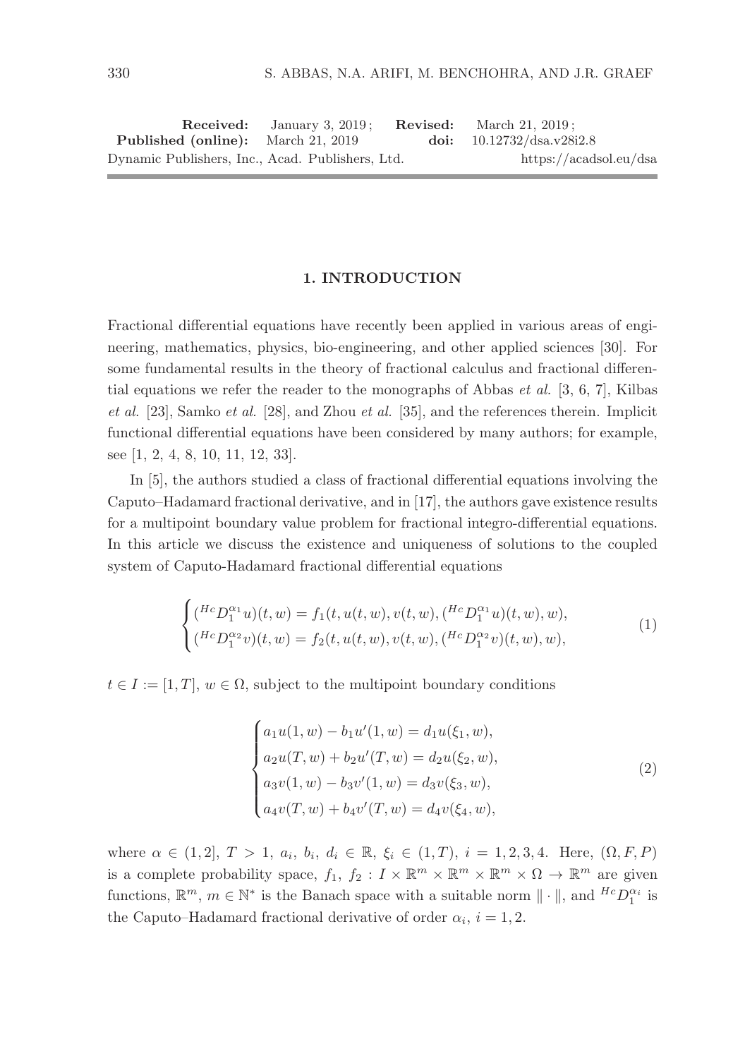| **Received:** | January 3, 2019 ; | **Revised:** | March 21, 2019 ; |
|---|---|---|---|
| **Published (online):** | March 21, 2019 | **doi:** | 10.12732/dsa.v28i2.8 |

Dynamic Publishers, Inc., Acad. Publishers, Ltd. https://acadsol.eu/dsa

## 1. INTRODUCTION

Fractional differential equations have recently been applied in various areas of engineering, mathematics, physics, bio-engineering, and other applied sciences [30]. For some fundamental results in the theory of fractional calculus and fractional differential equations we refer the reader to the monographs of Abbas *et al.* [3, 6, 7], Kilbas *et al.* [23], Samko *et al.* [28], and Zhou *et al.* [35], and the references therein. Implicit functional differential equations have been considered by many authors; for example, see [1, 2, 4, 8, 10, 11, 12, 33].

In [5], the authors studied a class of fractional differential equations involving the Caputo–Hadamard fractional derivative, and in [17], the authors gave existence results for a multipoint boundary value problem for fractional integro-differential equations. In this article we discuss the existence and uniqueness of solutions to the coupled system of Caputo-Hadamard fractional differential equations

$$
\begin{cases}
({}^{Hc}D_1^{\alpha_1}u)(t,w) = f_1(t,u(t,w),v(t,w),({}^{Hc}D_1^{\alpha_1}u)(t,w),w),\\
({}^{Hc}D_1^{\alpha_2}v)(t,w) = f_2(t,u(t,w),v(t,w),({}^{Hc}D_1^{\alpha_2}v)(t,w),w),
\end{cases}
\tag{1}
$$

$t \in I := [1,T]$, $w \in \Omega$, subject to the multipoint boundary conditions

$$
\begin{cases}
a_1u(1,w) - b_1u'(1,w) = d_1u(\xi_1,w),\\
a_2u(T,w) + b_2u'(T,w) = d_2u(\xi_2,w),\\
a_3v(1,w) - b_3v'(1,w) = d_3v(\xi_3,w),\\
a_4v(T,w) + b_4v'(T,w) = d_4v(\xi_4,w),
\end{cases}
\tag{2}
$$

where $\alpha \in (1,2]$, $T > 1$, $a_i,\ b_i,\ d_i \in \mathbb{R}$, $\xi_i \in (1,T)$, $i = 1,2,3,4$. Here, $(\Omega,F,P)$ is a complete probability space, $f_1,\ f_2 : I \times \mathbb{R}^m \times \mathbb{R}^m \times \mathbb{R}^m \times \Omega \to \mathbb{R}^m$ are given functions, $\mathbb{R}^m$, $m \in \mathbb{N}^*$ is the Banach space with a suitable norm $\|\cdot\|$, and ${}^{Hc}D_1^{\alpha_i}$ is the Caputo–Hadamard fractional derivative of order $\alpha_i$, $i = 1,2$.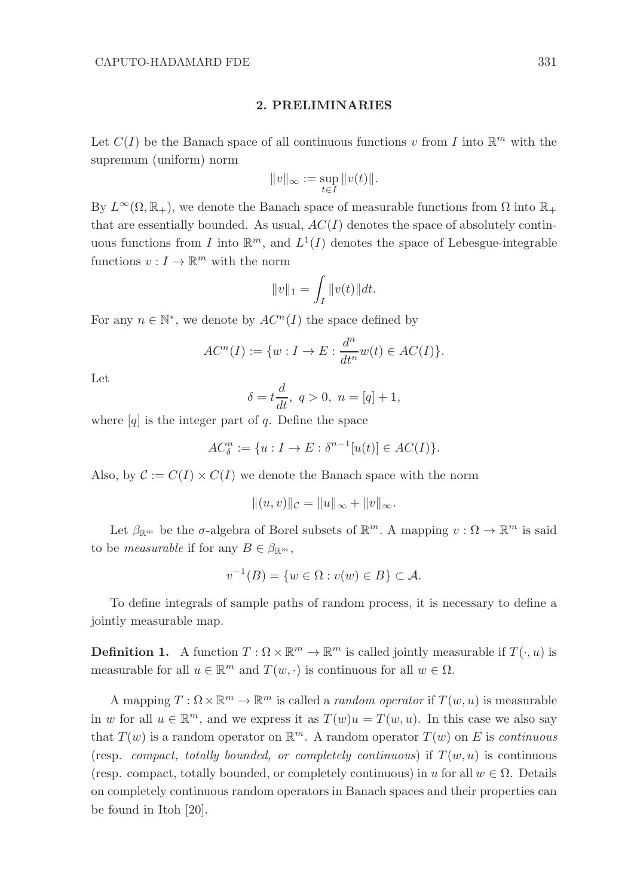## 2. PRELIMINARIES

Let $C(I)$ be the Banach space of all continuous functions $v$ from $I$ into $\mathbb{R}^m$ with the supremum (uniform) norm

$$\|v\|_\infty := \sup_{t \in I} \|v(t)\|.$$

By $L^\infty(\Omega, \mathbb{R}_+)$, we denote the Banach space of measurable functions from $\Omega$ into $\mathbb{R}_+$ that are essentially bounded. As usual, $AC(I)$ denotes the space of absolutely continuous functions from $I$ into $\mathbb{R}^m$, and $L^1(I)$ denotes the space of Lebesgue-integrable functions $v : I \to \mathbb{R}^m$ with the norm

$$\|v\|_1 = \int_I \|v(t)\| dt.$$

For any $n \in \mathbb{N}^*$, we denote by $AC^n(I)$ the space defined by

$$AC^n(I) := \{w : I \to E : \frac{d^n}{dt^n} w(t) \in AC(I)\}.$$

Let

$$\delta = t\frac{d}{dt}, \ q > 0, \ n = [q] + 1,$$

where $[q]$ is the integer part of $q$. Define the space

$$AC^n_\delta := \{u : I \to E : \delta^{n-1}[u(t)] \in AC(I)\}.$$

Also, by $\mathcal{C} := C(I) \times C(I)$ we denote the Banach space with the norm

$$\|(u, v)\|_{\mathcal{C}} = \|u\|_\infty + \|v\|_\infty.$$

Let $\beta_{\mathbb{R}^m}$ be the $\sigma$-algebra of Borel subsets of $\mathbb{R}^m$. A mapping $v : \Omega \to \mathbb{R}^m$ is said to be *measurable* if for any $B \in \beta_{\mathbb{R}^m}$,

$$v^{-1}(B) = \{w \in \Omega : v(w) \in B\} \subset \mathcal{A}.$$

To define integrals of sample paths of random process, it is necessary to define a jointly measurable map.

**Definition 1.** A function $T : \Omega \times \mathbb{R}^m \to \mathbb{R}^m$ is called jointly measurable if $T(\cdot, u)$ is measurable for all $u \in \mathbb{R}^m$ and $T(w, \cdot)$ is continuous for all $w \in \Omega$.

A mapping $T : \Omega \times \mathbb{R}^m \to \mathbb{R}^m$ is called a *random operator* if $T(w, u)$ is measurable in $w$ for all $u \in \mathbb{R}^m$, and we express it as $T(w)u = T(w, u)$. In this case we also say that $T(w)$ is a random operator on $\mathbb{R}^m$. A random operator $T(w)$ on $E$ is *continuous* (resp. *compact, totally bounded, or completely continuous*) if $T(w, u)$ is continuous (resp. compact, totally bounded, or completely continuous) in $u$ for all $w \in \Omega$. Details on completely continuous random operators in Banach spaces and their properties can be found in Itoh [20].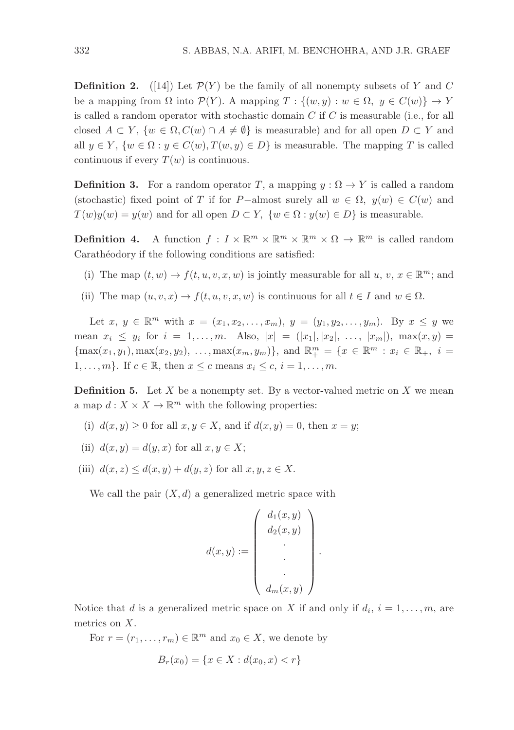**Definition 2.** ([14]) Let $\mathcal{P}(Y)$ be the family of all nonempty subsets of $Y$ and $C$ be a mapping from $\Omega$ into $\mathcal{P}(Y)$. A mapping $T : \{(w, y) : w \in \Omega,\ y \in C(w)\} \to Y$ is called a random operator with stochastic domain $C$ if $C$ is measurable (i.e., for all closed $A \subset Y$, $\{w \in \Omega, C(w) \cap A \neq \emptyset\}$ is measurable) and for all open $D \subset Y$ and all $y \in Y$, $\{w \in \Omega : y \in C(w), T(w, y) \in D\}$ is measurable. The mapping $T$ is called continuous if every $T(w)$ is continuous.

**Definition 3.** For a random operator $T$, a mapping $y : \Omega \to Y$ is called a random (stochastic) fixed point of $T$ if for $P-$almost surely all $w \in \Omega$, $y(w) \in C(w)$ and $T(w)y(w) = y(w)$ and for all open $D \subset Y$, $\{w \in \Omega : y(w) \in D\}$ is measurable.

**Definition 4.** A function $f : I \times \mathbb{R}^m \times \mathbb{R}^m \times \mathbb{R}^m \times \Omega \to \mathbb{R}^m$ is called random Carathéodory if the following conditions are satisfied:

(i) The map $(t, w) \to f(t, u, v, x, w)$ is jointly measurable for all $u,\ v,\ x \in \mathbb{R}^m$; and

(ii) The map $(u, v, x) \to f(t, u, v, x, w)$ is continuous for all $t \in I$ and $w \in \Omega$.

Let $x,\ y \in \mathbb{R}^m$ with $x = (x_1, x_2, \ldots, x_m)$, $y = (y_1, y_2, \ldots, y_m)$. By $x \leq y$ we mean $x_i \leq y_i$ for $i = 1, \ldots, m$. Also, $|x| = (|x_1|, |x_2|,\ \ldots,\ |x_m|)$, $\max(x, y) = \{\max(x_1, y_1), \max(x_2, y_2),\ \ldots, \max(x_m, y_m)\}$, and $\mathbb{R}^m_+ = \{x \in \mathbb{R}^m : x_i \in \mathbb{R}_+,\ i = 1, \ldots, m\}$. If $c \in \mathbb{R}$, then $x \leq c$ means $x_i \leq c$, $i = 1, \ldots, m$.

**Definition 5.** Let $X$ be a nonempty set. By a vector-valued metric on $X$ we mean a map $d : X \times X \to \mathbb{R}^m$ with the following properties:

(i) $d(x, y) \geq 0$ for all $x, y \in X$, and if $d(x, y) = 0$, then $x = y$;

(ii) $d(x, y) = d(y, x)$ for all $x, y \in X$;

(iii) $d(x, z) \leq d(x, y) + d(y, z)$ for all $x, y, z \in X$.

We call the pair $(X, d)$ a generalized metric space with

$$d(x, y) := \begin{pmatrix} d_1(x, y) \\ d_2(x, y) \\ \cdot \\ \cdot \\ \cdot \\ d_m(x, y) \end{pmatrix}.$$

Notice that $d$ is a generalized metric space on $X$ if and only if $d_i$, $i = 1, \ldots, m$, are metrics on $X$.

For $r = (r_1, \ldots, r_m) \in \mathbb{R}^m$ and $x_0 \in X$, we denote by

$$B_r(x_0) = \{x \in X : d(x_0, x) < r\}$$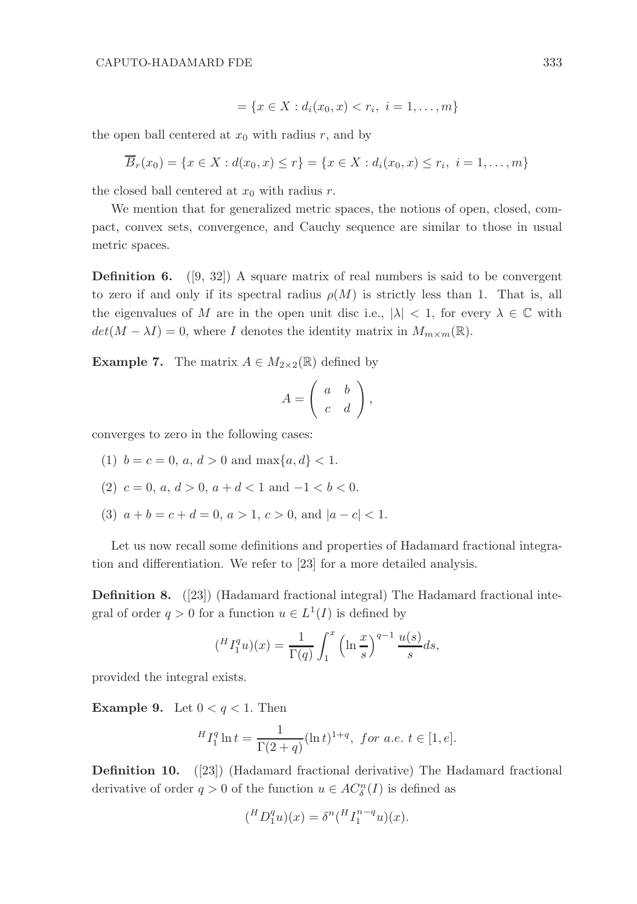$$= \{x \in X : d_i(x_0, x) < r_i,\ i = 1, \ldots, m\}$$

the open ball centered at $x_0$ with radius $r$, and by

$$\overline{B}_r(x_0) = \{x \in X : d(x_0, x) \leq r\} = \{x \in X : d_i(x_0, x) \leq r_i,\ i = 1, \ldots, m\}$$

the closed ball centered at $x_0$ with radius $r$.

We mention that for generalized metric spaces, the notions of open, closed, compact, convex sets, convergence, and Cauchy sequence are similar to those in usual metric spaces.

**Definition 6.** ([9, 32]) A square matrix of real numbers is said to be convergent to zero if and only if its spectral radius $\rho(M)$ is strictly less than 1. That is, all the eigenvalues of $M$ are in the open unit disc i.e., $|\lambda| < 1$, for every $\lambda \in \mathbb{C}$ with $det(M - \lambda I) = 0$, where $I$ denotes the identity matrix in $M_{m\times m}(\mathbb{R})$.

**Example 7.** The matrix $A \in M_{2\times 2}(\mathbb{R})$ defined by

$$A = \begin{pmatrix} a & b \\ c & d \end{pmatrix},$$

converges to zero in the following cases:

(1) $b = c = 0$, $a$, $d > 0$ and $\max\{a, d\} < 1$.

(2) $c = 0$, $a$, $d > 0$, $a + d < 1$ and $-1 < b < 0$.

(3) $a + b = c + d = 0$, $a > 1$, $c > 0$, and $|a - c| < 1$.

Let us now recall some definitions and properties of Hadamard fractional integration and differentiation. We refer to [23] for a more detailed analysis.

**Definition 8.** ([23]) (Hadamard fractional integral) The Hadamard fractional integral of order $q > 0$ for a function $u \in L^1(I)$ is defined by

$$({}^HI_1^q u)(x) = \frac{1}{\Gamma(q)} \int_1^x \left(\ln \frac{x}{s}\right)^{q-1} \frac{u(s)}{s} ds,$$

provided the integral exists.

**Example 9.** Let $0 < q < 1$. Then

$${}^HI_1^q \ln t = \frac{1}{\Gamma(2+q)}(\ln t)^{1+q},\ \textit{for a.e. } t \in [1, e].$$

**Definition 10.** ([23]) (Hadamard fractional derivative) The Hadamard fractional derivative of order $q > 0$ of the function $u \in AC_\delta^n(I)$ is defined as

$$({}^HD_1^q u)(x) = \delta^n({}^HI_1^{n-q} u)(x).$$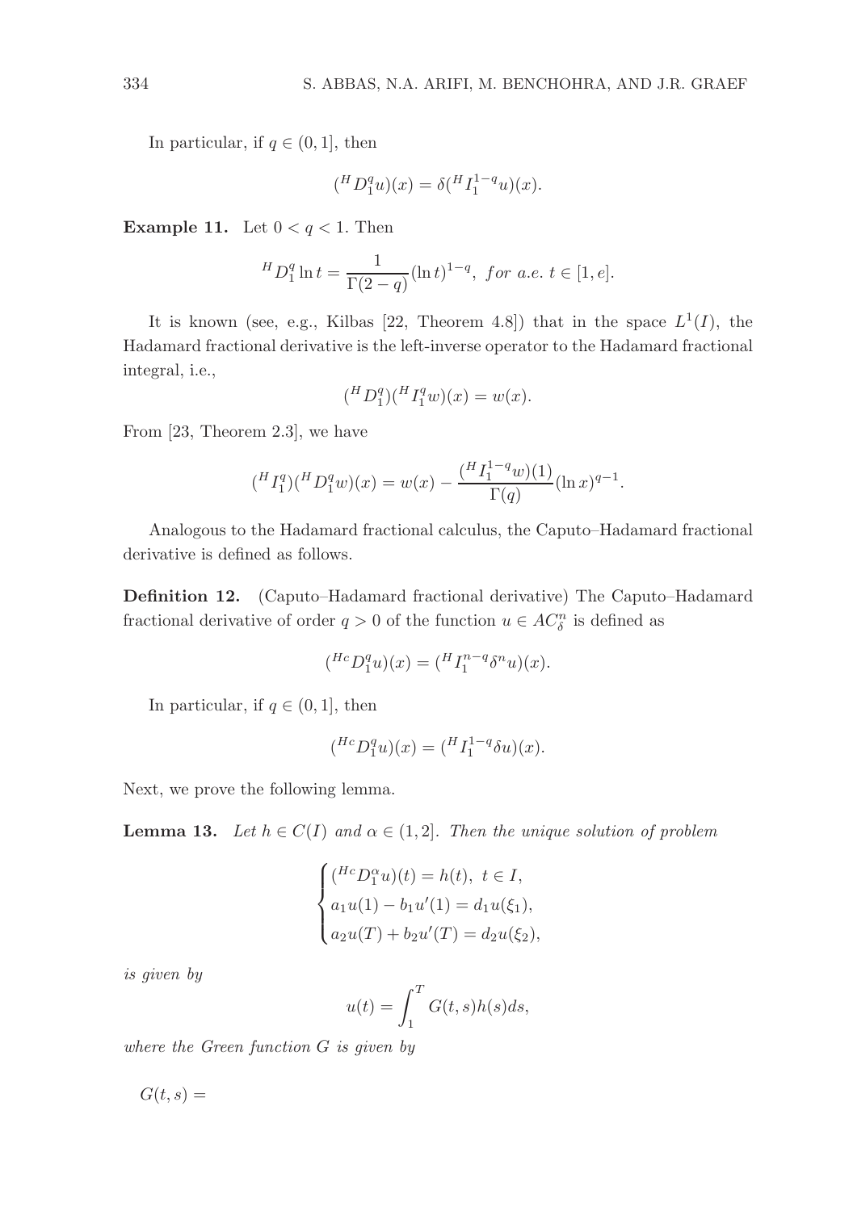In particular, if $q \in (0, 1]$, then

$$({}^H D_1^q u)(x) = \delta({}^H I_1^{1-q} u)(x).$$

**Example 11.** Let $0 < q < 1$. Then

$${}^H D_1^q \ln t = \frac{1}{\Gamma(2-q)} (\ln t)^{1-q}, \ for \ a.e. \ t \in [1, e].$$

It is known (see, e.g., Kilbas [22, Theorem 4.8]) that in the space $L^1(I)$, the Hadamard fractional derivative is the left-inverse operator to the Hadamard fractional integral, i.e.,

$$({}^H D_1^q)({}^H I_1^q w)(x) = w(x).$$

From [23, Theorem 2.3], we have

$$({}^H I_1^q)({}^H D_1^q w)(x) = w(x) - \frac{({}^H I_1^{1-q} w)(1)}{\Gamma(q)} (\ln x)^{q-1}.$$

Analogous to the Hadamard fractional calculus, the Caputo–Hadamard fractional derivative is defined as follows.

**Definition 12.** (Caputo–Hadamard fractional derivative) The Caputo–Hadamard fractional derivative of order $q > 0$ of the function $u \in AC_\delta^n$ is defined as

$$({}^{Hc} D_1^q u)(x) = ({}^H I_1^{n-q} \delta^n u)(x).$$

In particular, if $q \in (0, 1]$, then

$$({}^{Hc} D_1^q u)(x) = ({}^H I_1^{1-q} \delta u)(x).$$

Next, we prove the following lemma.

**Lemma 13.** *Let $h \in C(I)$ and $\alpha \in (1, 2]$. Then the unique solution of problem*

$$\begin{cases} ({}^{Hc} D_1^\alpha u)(t) = h(t), \ t \in I, \\ a_1 u(1) - b_1 u'(1) = d_1 u(\xi_1), \\ a_2 u(T) + b_2 u'(T) = d_2 u(\xi_2), \end{cases}$$

*is given by*

$$u(t) = \int_1^T G(t, s) h(s) ds,$$

*where the Green function $G$ is given by*

$G(t, s) =$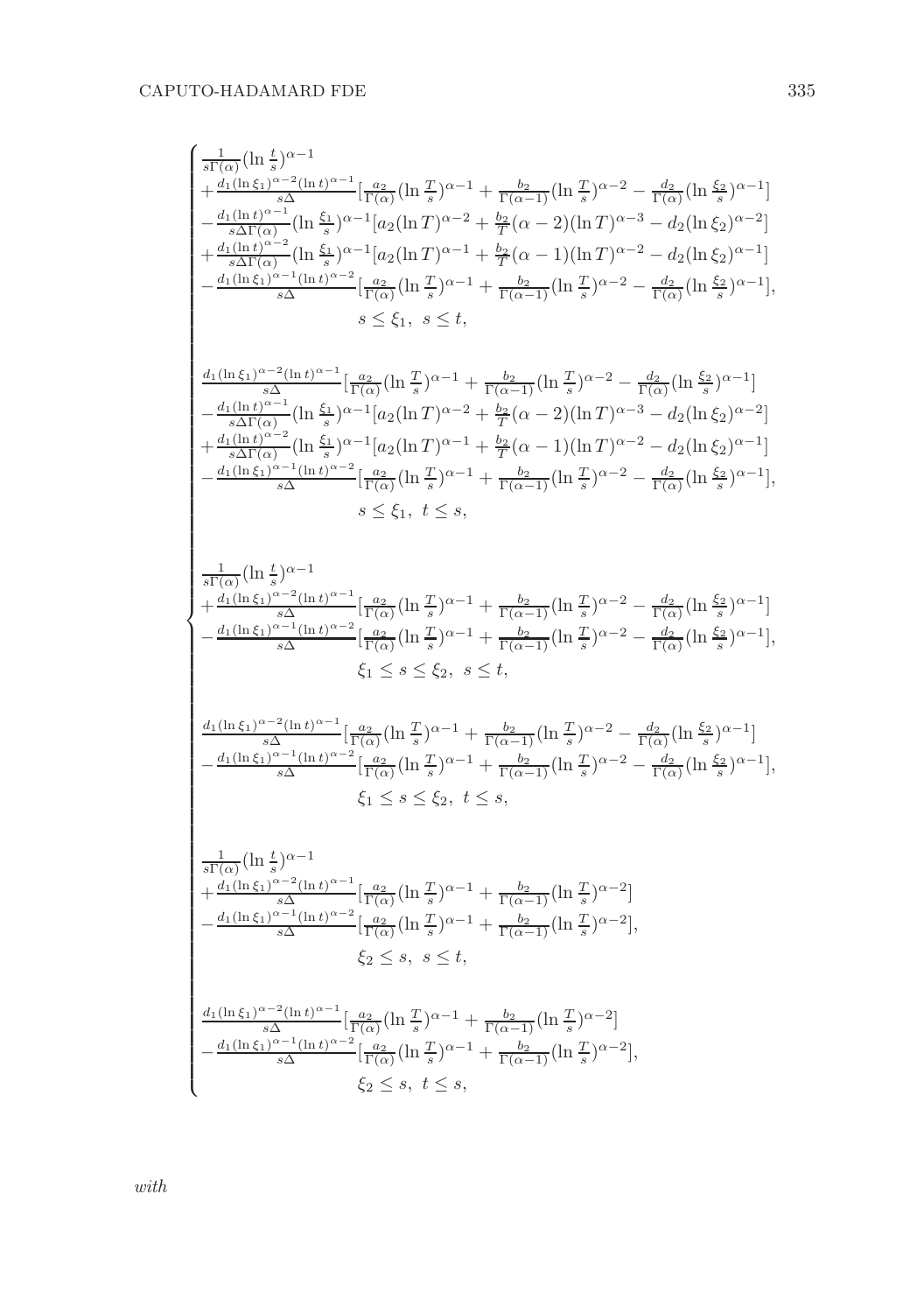$$
\begin{cases}
\frac{1}{s\Gamma(\alpha)}(\ln\frac{t}{s})^{\alpha-1} \\
+\frac{d_1(\ln\xi_1)^{\alpha-2}(\ln t)^{\alpha-1}}{s\Delta}[\frac{a_2}{\Gamma(\alpha)}(\ln\frac{T}{s})^{\alpha-1}+\frac{b_2}{\Gamma(\alpha-1)}(\ln\frac{T}{s})^{\alpha-2}-\frac{d_2}{\Gamma(\alpha)}(\ln\frac{\xi_2}{s})^{\alpha-1}] \\
-\frac{d_1(\ln t)^{\alpha-1}}{s\Delta\Gamma(\alpha)}(\ln\frac{\xi_1}{s})^{\alpha-1}[a_2(\ln T)^{\alpha-2}+\frac{b_2}{T}(\alpha-2)(\ln T)^{\alpha-3}-d_2(\ln\xi_2)^{\alpha-2}] \\
+\frac{d_1(\ln t)^{\alpha-2}}{s\Delta\Gamma(\alpha)}(\ln\frac{\xi_1}{s})^{\alpha-1}[a_2(\ln T)^{\alpha-1}+\frac{b_2}{T}(\alpha-1)(\ln T)^{\alpha-2}-d_2(\ln\xi_2)^{\alpha-1}] \\
-\frac{d_1(\ln\xi_1)^{\alpha-1}(\ln t)^{\alpha-2}}{s\Delta}[\frac{a_2}{\Gamma(\alpha)}(\ln\frac{T}{s})^{\alpha-1}+\frac{b_2}{\Gamma(\alpha-1)}(\ln\frac{T}{s})^{\alpha-2}-\frac{d_2}{\Gamma(\alpha)}(\ln\frac{\xi_2}{s})^{\alpha-1}], \\
\qquad s\le\xi_1,\ s\le t, \\[2ex]
\frac{d_1(\ln\xi_1)^{\alpha-2}(\ln t)^{\alpha-1}}{s\Delta}[\frac{a_2}{\Gamma(\alpha)}(\ln\frac{T}{s})^{\alpha-1}+\frac{b_2}{\Gamma(\alpha-1)}(\ln\frac{T}{s})^{\alpha-2}-\frac{d_2}{\Gamma(\alpha)}(\ln\frac{\xi_2}{s})^{\alpha-1}] \\
-\frac{d_1(\ln t)^{\alpha-1}}{s\Delta\Gamma(\alpha)}(\ln\frac{\xi_1}{s})^{\alpha-1}[a_2(\ln T)^{\alpha-2}+\frac{b_2}{T}(\alpha-2)(\ln T)^{\alpha-3}-d_2(\ln\xi_2)^{\alpha-2}] \\
+\frac{d_1(\ln t)^{\alpha-2}}{s\Delta\Gamma(\alpha)}(\ln\frac{\xi_1}{s})^{\alpha-1}[a_2(\ln T)^{\alpha-1}+\frac{b_2}{T}(\alpha-1)(\ln T)^{\alpha-2}-d_2(\ln\xi_2)^{\alpha-1}] \\
-\frac{d_1(\ln\xi_1)^{\alpha-1}(\ln t)^{\alpha-2}}{s\Delta}[\frac{a_2}{\Gamma(\alpha)}(\ln\frac{T}{s})^{\alpha-1}+\frac{b_2}{\Gamma(\alpha-1)}(\ln\frac{T}{s})^{\alpha-2}-\frac{d_2}{\Gamma(\alpha)}(\ln\frac{\xi_2}{s})^{\alpha-1}], \\
\qquad s\le\xi_1,\ t\le s, \\[2ex]
\frac{1}{s\Gamma(\alpha)}(\ln\frac{t}{s})^{\alpha-1} \\
+\frac{d_1(\ln\xi_1)^{\alpha-2}(\ln t)^{\alpha-1}}{s\Delta}[\frac{a_2}{\Gamma(\alpha)}(\ln\frac{T}{s})^{\alpha-1}+\frac{b_2}{\Gamma(\alpha-1)}(\ln\frac{T}{s})^{\alpha-2}-\frac{d_2}{\Gamma(\alpha)}(\ln\frac{\xi_2}{s})^{\alpha-1}] \\
-\frac{d_1(\ln\xi_1)^{\alpha-1}(\ln t)^{\alpha-2}}{s\Delta}[\frac{a_2}{\Gamma(\alpha)}(\ln\frac{T}{s})^{\alpha-1}+\frac{b_2}{\Gamma(\alpha-1)}(\ln\frac{T}{s})^{\alpha-2}-\frac{d_2}{\Gamma(\alpha)}(\ln\frac{\xi_2}{s})^{\alpha-1}], \\
\qquad \xi_1\le s\le\xi_2,\ s\le t, \\[2ex]
\frac{d_1(\ln\xi_1)^{\alpha-2}(\ln t)^{\alpha-1}}{s\Delta}[\frac{a_2}{\Gamma(\alpha)}(\ln\frac{T}{s})^{\alpha-1}+\frac{b_2}{\Gamma(\alpha-1)}(\ln\frac{T}{s})^{\alpha-2}-\frac{d_2}{\Gamma(\alpha)}(\ln\frac{\xi_2}{s})^{\alpha-1}] \\
-\frac{d_1(\ln\xi_1)^{\alpha-1}(\ln t)^{\alpha-2}}{s\Delta}[\frac{a_2}{\Gamma(\alpha)}(\ln\frac{T}{s})^{\alpha-1}+\frac{b_2}{\Gamma(\alpha-1)}(\ln\frac{T}{s})^{\alpha-2}-\frac{d_2}{\Gamma(\alpha)}(\ln\frac{\xi_2}{s})^{\alpha-1}], \\
\qquad \xi_1\le s\le\xi_2,\ t\le s, \\[2ex]
\frac{1}{s\Gamma(\alpha)}(\ln\frac{t}{s})^{\alpha-1} \\
+\frac{d_1(\ln\xi_1)^{\alpha-2}(\ln t)^{\alpha-1}}{s\Delta}[\frac{a_2}{\Gamma(\alpha)}(\ln\frac{T}{s})^{\alpha-1}+\frac{b_2}{\Gamma(\alpha-1)}(\ln\frac{T}{s})^{\alpha-2}] \\
-\frac{d_1(\ln\xi_1)^{\alpha-1}(\ln t)^{\alpha-2}}{s\Delta}[\frac{a_2}{\Gamma(\alpha)}(\ln\frac{T}{s})^{\alpha-1}+\frac{b_2}{\Gamma(\alpha-1)}(\ln\frac{T}{s})^{\alpha-2}], \\
\qquad \xi_2\le s,\ s\le t, \\[2ex]
\frac{d_1(\ln\xi_1)^{\alpha-2}(\ln t)^{\alpha-1}}{s\Delta}[\frac{a_2}{\Gamma(\alpha)}(\ln\frac{T}{s})^{\alpha-1}+\frac{b_2}{\Gamma(\alpha-1)}(\ln\frac{T}{s})^{\alpha-2}] \\
-\frac{d_1(\ln\xi_1)^{\alpha-1}(\ln t)^{\alpha-2}}{s\Delta}[\frac{a_2}{\Gamma(\alpha)}(\ln\frac{T}{s})^{\alpha-1}+\frac{b_2}{\Gamma(\alpha-1)}(\ln\frac{T}{s})^{\alpha-2}], \\
\qquad \xi_2\le s,\ t\le s,
\end{cases}
$$

*with*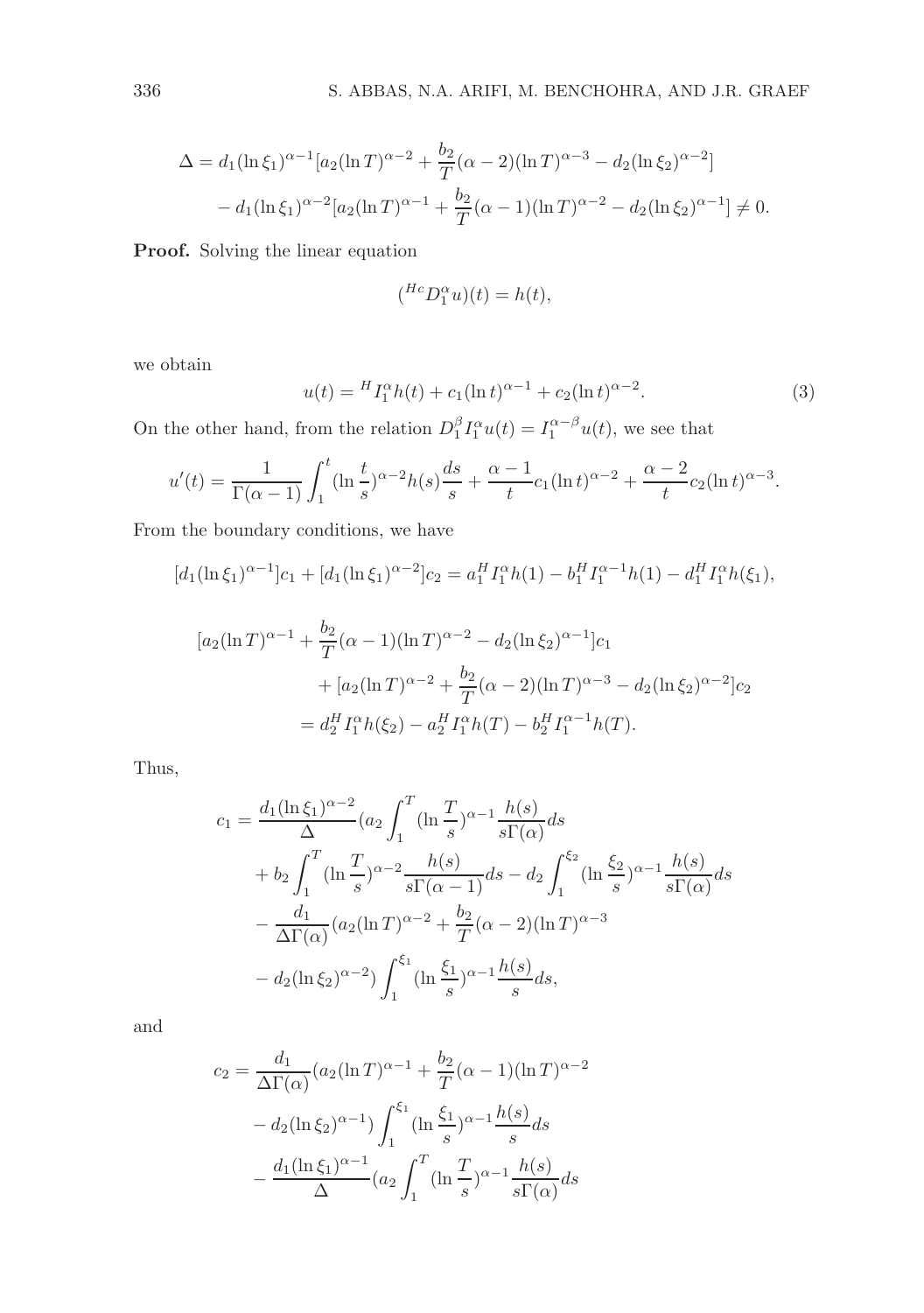$$
\begin{aligned}
\Delta &= d_1(\ln \xi_1)^{\alpha-1}[a_2(\ln T)^{\alpha-2} + \frac{b_2}{T}(\alpha-2)(\ln T)^{\alpha-3} - d_2(\ln \xi_2)^{\alpha-2}] \\
&\quad - d_1(\ln \xi_1)^{\alpha-2}[a_2(\ln T)^{\alpha-1} + \frac{b_2}{T}(\alpha-1)(\ln T)^{\alpha-2} - d_2(\ln \xi_2)^{\alpha-1}] \neq 0.
\end{aligned}
$$

**Proof.** Solving the linear equation

$$
({}^{Hc}D_1^{\alpha} u)(t) = h(t),
$$

we obtain

$$
u(t) = {}^{H}I_1^{\alpha} h(t) + c_1(\ln t)^{\alpha-1} + c_2(\ln t)^{\alpha-2}. \tag{3}
$$

On the other hand, from the relation $D_1^{\beta} I_1^{\alpha} u(t) = I_1^{\alpha-\beta} u(t)$, we see that

$$
u'(t) = \frac{1}{\Gamma(\alpha-1)} \int_1^t (\ln \frac{t}{s})^{\alpha-2} h(s) \frac{ds}{s} + \frac{\alpha-1}{t} c_1 (\ln t)^{\alpha-2} + \frac{\alpha-2}{t} c_2 (\ln t)^{\alpha-3}.
$$

From the boundary conditions, we have

$$
[d_1(\ln \xi_1)^{\alpha-1}]c_1 + [d_1(\ln \xi_1)^{\alpha-2}]c_2 = a_1 {}^{H}I_1^{\alpha} h(1) - b_1 {}^{H}I_1^{\alpha-1} h(1) - d_1 {}^{H}I_1^{\alpha} h(\xi_1),
$$

$$
\begin{aligned}
&[a_2(\ln T)^{\alpha-1} + \frac{b_2}{T}(\alpha-1)(\ln T)^{\alpha-2} - d_2(\ln \xi_2)^{\alpha-1}]c_1 \\
&\qquad + [a_2(\ln T)^{\alpha-2} + \frac{b_2}{T}(\alpha-2)(\ln T)^{\alpha-3} - d_2(\ln \xi_2)^{\alpha-2}]c_2 \\
&\qquad = d_2 {}^{H}I_1^{\alpha} h(\xi_2) - a_2 {}^{H}I_1^{\alpha} h(T) - b_2 {}^{H}I_1^{\alpha-1} h(T).
\end{aligned}
$$

Thus,

$$
\begin{aligned}
c_1 &= \frac{d_1(\ln \xi_1)^{\alpha-2}}{\Delta} (a_2 \int_1^T (\ln \frac{T}{s})^{\alpha-1} \frac{h(s)}{s\Gamma(\alpha)} ds \\
&\quad + b_2 \int_1^T (\ln \frac{T}{s})^{\alpha-2} \frac{h(s)}{s\Gamma(\alpha-1)} ds - d_2 \int_1^{\xi_2} (\ln \frac{\xi_2}{s})^{\alpha-1} \frac{h(s)}{s\Gamma(\alpha)} ds \\
&\quad - \frac{d_1}{\Delta\Gamma(\alpha)} (a_2(\ln T)^{\alpha-2} + \frac{b_2}{T}(\alpha-2)(\ln T)^{\alpha-3} \\
&\quad - d_2(\ln \xi_2)^{\alpha-2}) \int_1^{\xi_1} (\ln \frac{\xi_1}{s})^{\alpha-1} \frac{h(s)}{s} ds,
\end{aligned}
$$

and

$$
\begin{aligned}
c_2 &= \frac{d_1}{\Delta\Gamma(\alpha)} (a_2(\ln T)^{\alpha-1} + \frac{b_2}{T}(\alpha-1)(\ln T)^{\alpha-2} \\
&\quad - d_2(\ln \xi_2)^{\alpha-1}) \int_1^{\xi_1} (\ln \frac{\xi_1}{s})^{\alpha-1} \frac{h(s)}{s} ds \\
&\quad - \frac{d_1(\ln \xi_1)^{\alpha-1}}{\Delta} (a_2 \int_1^T (\ln \frac{T}{s})^{\alpha-1} \frac{h(s)}{s\Gamma(\alpha)} ds
\end{aligned}
$$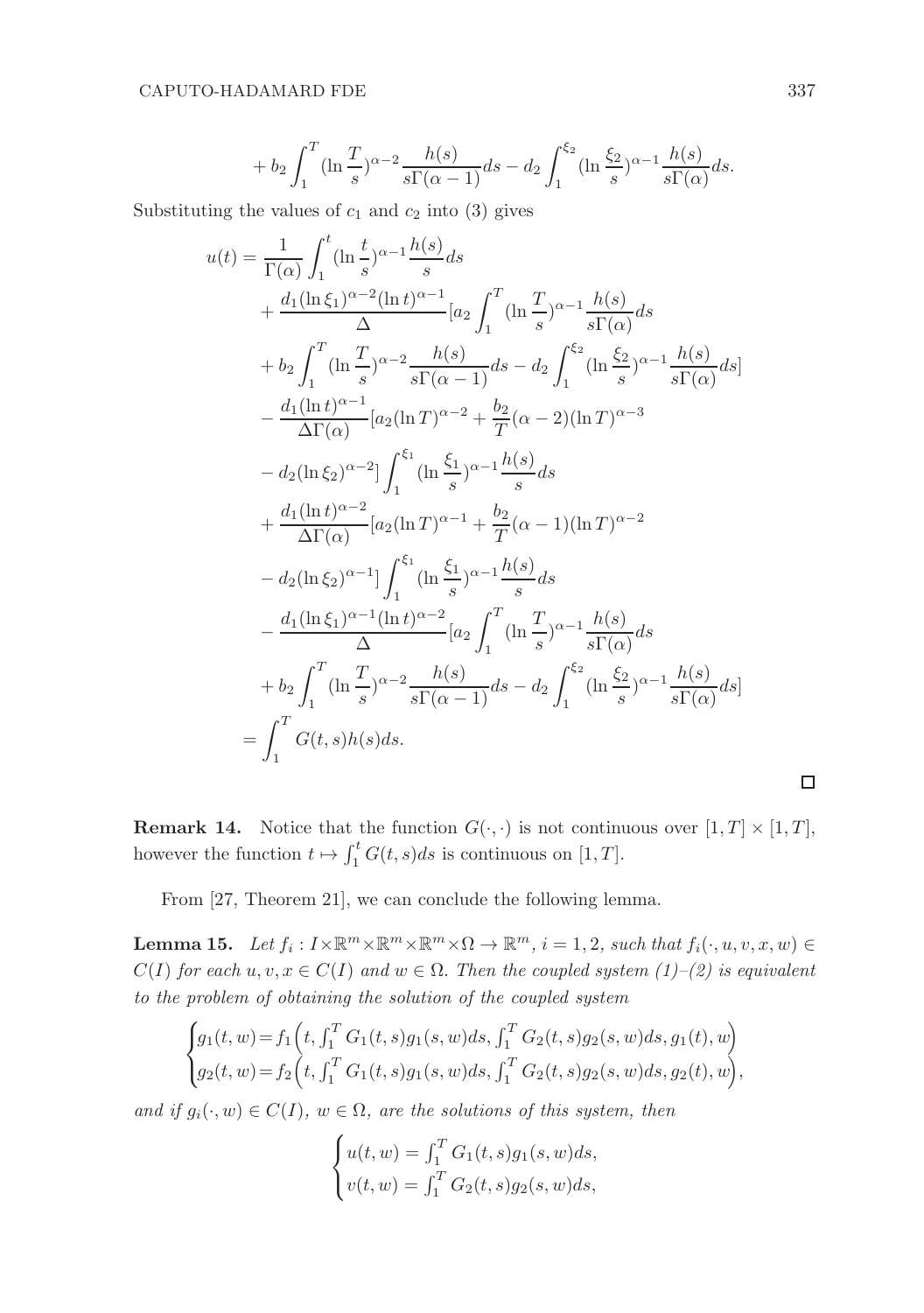$$+ b_2 \int_1^T (\ln \frac{T}{s})^{\alpha-2} \frac{h(s)}{s\Gamma(\alpha-1)} ds - d_2 \int_1^{\xi_2} (\ln \frac{\xi_2}{s})^{\alpha-1} \frac{h(s)}{s\Gamma(\alpha)} ds.$$

Substituting the values of $c_1$ and $c_2$ into (3) gives

$$\begin{aligned}
u(t) &= \frac{1}{\Gamma(\alpha)} \int_1^t (\ln \frac{t}{s})^{\alpha-1} \frac{h(s)}{s} ds \\
&\quad + \frac{d_1 (\ln \xi_1)^{\alpha-2} (\ln t)^{\alpha-1}}{\Delta} [a_2 \int_1^T (\ln \frac{T}{s})^{\alpha-1} \frac{h(s)}{s\Gamma(\alpha)} ds \\
&\quad + b_2 \int_1^T (\ln \frac{T}{s})^{\alpha-2} \frac{h(s)}{s\Gamma(\alpha-1)} ds - d_2 \int_1^{\xi_2} (\ln \frac{\xi_2}{s})^{\alpha-1} \frac{h(s)}{s\Gamma(\alpha)} ds] \\
&\quad - \frac{d_1 (\ln t)^{\alpha-1}}{\Delta \Gamma(\alpha)} [a_2 (\ln T)^{\alpha-2} + \frac{b_2}{T} (\alpha-2)(\ln T)^{\alpha-3} \\
&\quad - d_2 (\ln \xi_2)^{\alpha-2}] \int_1^{\xi_1} (\ln \frac{\xi_1}{s})^{\alpha-1} \frac{h(s)}{s} ds \\
&\quad + \frac{d_1 (\ln t)^{\alpha-2}}{\Delta \Gamma(\alpha)} [a_2 (\ln T)^{\alpha-1} + \frac{b_2}{T} (\alpha-1)(\ln T)^{\alpha-2} \\
&\quad - d_2 (\ln \xi_2)^{\alpha-1}] \int_1^{\xi_1} (\ln \frac{\xi_1}{s})^{\alpha-1} \frac{h(s)}{s} ds \\
&\quad - \frac{d_1 (\ln \xi_1)^{\alpha-1} (\ln t)^{\alpha-2}}{\Delta} [a_2 \int_1^T (\ln \frac{T}{s})^{\alpha-1} \frac{h(s)}{s\Gamma(\alpha)} ds \\
&\quad + b_2 \int_1^T (\ln \frac{T}{s})^{\alpha-2} \frac{h(s)}{s\Gamma(\alpha-1)} ds - d_2 \int_1^{\xi_2} (\ln \frac{\xi_2}{s})^{\alpha-1} \frac{h(s)}{s\Gamma(\alpha)} ds] \\
&= \int_1^T G(t,s) h(s) ds.
\end{aligned}$$

□

**Remark 14.** Notice that the function $G(\cdot,\cdot)$ is not continuous over $[1,T] \times [1,T]$, however the function $t \mapsto \int_1^t G(t,s)ds$ is continuous on $[1,T]$.

From [27, Theorem 21], we can conclude the following lemma.

**Lemma 15.** *Let $f_i : I \times \mathbb{R}^m \times \mathbb{R}^m \times \mathbb{R}^m \times \Omega \to \mathbb{R}^m$, $i = 1,2$, such that $f_i(\cdot, u, v, x, w) \in C(I)$ for each $u, v, x \in C(I)$ and $w \in \Omega$. Then the coupled system (1)–(2) is equivalent to the problem of obtaining the solution of the coupled system*

$$\begin{cases} g_1(t,w) = f_1\Big(t, \int_1^T G_1(t,s) g_1(s,w) ds, \int_1^T G_2(t,s) g_2(s,w) ds, g_1(t), w\Big) \\ g_2(t,w) = f_2\Big(t, \int_1^T G_1(t,s) g_1(s,w) ds, \int_1^T G_2(t,s) g_2(s,w) ds, g_2(t), w\Big), \end{cases}$$

*and if $g_i(\cdot, w) \in C(I)$, $w \in \Omega$, are the solutions of this system, then*

$$\begin{cases} u(t,w) = \int_1^T G_1(t,s) g_1(s,w) ds, \\ v(t,w) = \int_1^T G_2(t,s) g_2(s,w) ds, \end{cases}$$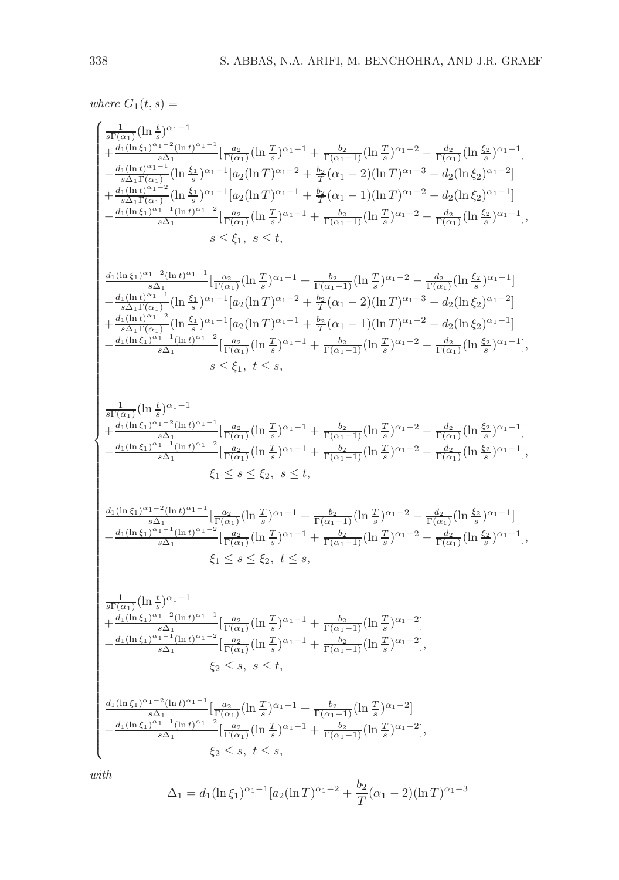*where* $G_1(t,s) =$

$$
\begin{cases}
\frac{1}{s\Gamma(\alpha_1)}(\ln\frac{t}{s})^{\alpha_1-1} \\
+\frac{d_1(\ln\xi_1)^{\alpha_1-2}(\ln t)^{\alpha_1-1}}{s\Delta_1}[\frac{a_2}{\Gamma(\alpha_1)}(\ln\frac{T}{s})^{\alpha_1-1}+\frac{b_2}{\Gamma(\alpha_1-1)}(\ln\frac{T}{s})^{\alpha_1-2}-\frac{d_2}{\Gamma(\alpha_1)}(\ln\frac{\xi_2}{s})^{\alpha_1-1}] \\
-\frac{d_1(\ln t)^{\alpha_1-1}}{s\Delta_1\Gamma(\alpha_1)}(\ln\frac{\xi_1}{s})^{\alpha_1-1}[a_2(\ln T)^{\alpha_1-2}+\frac{b_2}{T}(\alpha_1-2)(\ln T)^{\alpha_1-3}-d_2(\ln\xi_2)^{\alpha_1-2}] \\
+\frac{d_1(\ln t)^{\alpha_1-2}}{s\Delta_1\Gamma(\alpha_1)}(\ln\frac{\xi_1}{s})^{\alpha_1-1}[a_2(\ln T)^{\alpha_1-1}+\frac{b_2}{T}(\alpha_1-1)(\ln T)^{\alpha_1-2}-d_2(\ln\xi_2)^{\alpha_1-1}] \\
-\frac{d_1(\ln\xi_1)^{\alpha_1-1}(\ln t)^{\alpha_1-2}}{s\Delta_1}[\frac{a_2}{\Gamma(\alpha_1)}(\ln\frac{T}{s})^{\alpha_1-1}+\frac{b_2}{\Gamma(\alpha_1-1)}(\ln\frac{T}{s})^{\alpha_1-2}-\frac{d_2}{\Gamma(\alpha_1)}(\ln\frac{\xi_2}{s})^{\alpha_1-1}], \\
\qquad s\le\xi_1,\ s\le t, \\
\\
\frac{d_1(\ln\xi_1)^{\alpha_1-2}(\ln t)^{\alpha_1-1}}{s\Delta_1}[\frac{a_2}{\Gamma(\alpha_1)}(\ln\frac{T}{s})^{\alpha_1-1}+\frac{b_2}{\Gamma(\alpha_1-1)}(\ln\frac{T}{s})^{\alpha_1-2}-\frac{d_2}{\Gamma(\alpha_1)}(\ln\frac{\xi_2}{s})^{\alpha_1-1}] \\
-\frac{d_1(\ln t)^{\alpha_1-1}}{s\Delta_1\Gamma(\alpha_1)}(\ln\frac{\xi_1}{s})^{\alpha_1-1}[a_2(\ln T)^{\alpha_1-2}+\frac{b_2}{T}(\alpha_1-2)(\ln T)^{\alpha_1-3}-d_2(\ln\xi_2)^{\alpha_1-2}] \\
+\frac{d_1(\ln t)^{\alpha_1-2}}{s\Delta_1\Gamma(\alpha_1)}(\ln\frac{\xi_1}{s})^{\alpha_1-1}[a_2(\ln T)^{\alpha_1-1}+\frac{b_2}{T}(\alpha_1-1)(\ln T)^{\alpha_1-2}-d_2(\ln\xi_2)^{\alpha_1-1}] \\
-\frac{d_1(\ln\xi_1)^{\alpha_1-1}(\ln t)^{\alpha_1-2}}{s\Delta_1}[\frac{a_2}{\Gamma(\alpha_1)}(\ln\frac{T}{s})^{\alpha_1-1}+\frac{b_2}{\Gamma(\alpha_1-1)}(\ln\frac{T}{s})^{\alpha_1-2}-\frac{d_2}{\Gamma(\alpha_1)}(\ln\frac{\xi_2}{s})^{\alpha_1-1}], \\
\qquad s\le\xi_1,\ t\le s, \\
\\
\frac{1}{s\Gamma(\alpha_1)}(\ln\frac{t}{s})^{\alpha_1-1} \\
+\frac{d_1(\ln\xi_1)^{\alpha_1-2}(\ln t)^{\alpha_1-1}}{s\Delta_1}[\frac{a_2}{\Gamma(\alpha_1)}(\ln\frac{T}{s})^{\alpha_1-1}+\frac{b_2}{\Gamma(\alpha_1-1)}(\ln\frac{T}{s})^{\alpha_1-2}-\frac{d_2}{\Gamma(\alpha_1)}(\ln\frac{\xi_2}{s})^{\alpha_1-1}] \\
-\frac{d_1(\ln\xi_1)^{\alpha_1-1}(\ln t)^{\alpha_1-2}}{s\Delta_1}[\frac{a_2}{\Gamma(\alpha_1)}(\ln\frac{T}{s})^{\alpha_1-1}+\frac{b_2}{\Gamma(\alpha_1-1)}(\ln\frac{T}{s})^{\alpha_1-2}-\frac{d_2}{\Gamma(\alpha_1)}(\ln\frac{\xi_2}{s})^{\alpha_1-1}], \\
\qquad \xi_1\le s\le\xi_2,\ s\le t, \\
\\
\frac{d_1(\ln\xi_1)^{\alpha_1-2}(\ln t)^{\alpha_1-1}}{s\Delta_1}[\frac{a_2}{\Gamma(\alpha_1)}(\ln\frac{T}{s})^{\alpha_1-1}+\frac{b_2}{\Gamma(\alpha_1-1)}(\ln\frac{T}{s})^{\alpha_1-2}-\frac{d_2}{\Gamma(\alpha_1)}(\ln\frac{\xi_2}{s})^{\alpha_1-1}] \\
-\frac{d_1(\ln\xi_1)^{\alpha_1-1}(\ln t)^{\alpha_1-2}}{s\Delta_1}[\frac{a_2}{\Gamma(\alpha_1)}(\ln\frac{T}{s})^{\alpha_1-1}+\frac{b_2}{\Gamma(\alpha_1-1)}(\ln\frac{T}{s})^{\alpha_1-2}-\frac{d_2}{\Gamma(\alpha_1)}(\ln\frac{\xi_2}{s})^{\alpha_1-1}], \\
\qquad \xi_1\le s\le\xi_2,\ t\le s, \\
\\
\frac{1}{s\Gamma(\alpha_1)}(\ln\frac{t}{s})^{\alpha_1-1} \\
+\frac{d_1(\ln\xi_1)^{\alpha_1-2}(\ln t)^{\alpha_1-1}}{s\Delta_1}[\frac{a_2}{\Gamma(\alpha_1)}(\ln\frac{T}{s})^{\alpha_1-1}+\frac{b_2}{\Gamma(\alpha_1-1)}(\ln\frac{T}{s})^{\alpha_1-2}] \\
-\frac{d_1(\ln\xi_1)^{\alpha_1-1}(\ln t)^{\alpha_1-2}}{s\Delta_1}[\frac{a_2}{\Gamma(\alpha_1)}(\ln\frac{T}{s})^{\alpha_1-1}+\frac{b_2}{\Gamma(\alpha_1-1)}(\ln\frac{T}{s})^{\alpha_1-2}], \\
\qquad \xi_2\le s,\ s\le t, \\
\\
\frac{d_1(\ln\xi_1)^{\alpha_1-2}(\ln t)^{\alpha_1-1}}{s\Delta_1}[\frac{a_2}{\Gamma(\alpha_1)}(\ln\frac{T}{s})^{\alpha_1-1}+\frac{b_2}{\Gamma(\alpha_1-1)}(\ln\frac{T}{s})^{\alpha_1-2}] \\
-\frac{d_1(\ln\xi_1)^{\alpha_1-1}(\ln t)^{\alpha_1-2}}{s\Delta_1}[\frac{a_2}{\Gamma(\alpha_1)}(\ln\frac{T}{s})^{\alpha_1-1}+\frac{b_2}{\Gamma(\alpha_1-1)}(\ln\frac{T}{s})^{\alpha_1-2}], \\
\qquad \xi_2\le s,\ t\le s,
\end{cases}
$$

*with*

$$
\Delta_1 = d_1(\ln\xi_1)^{\alpha_1-1}[a_2(\ln T)^{\alpha_1-2}+\frac{b_2}{T}(\alpha_1-2)(\ln T)^{\alpha_1-3}
$$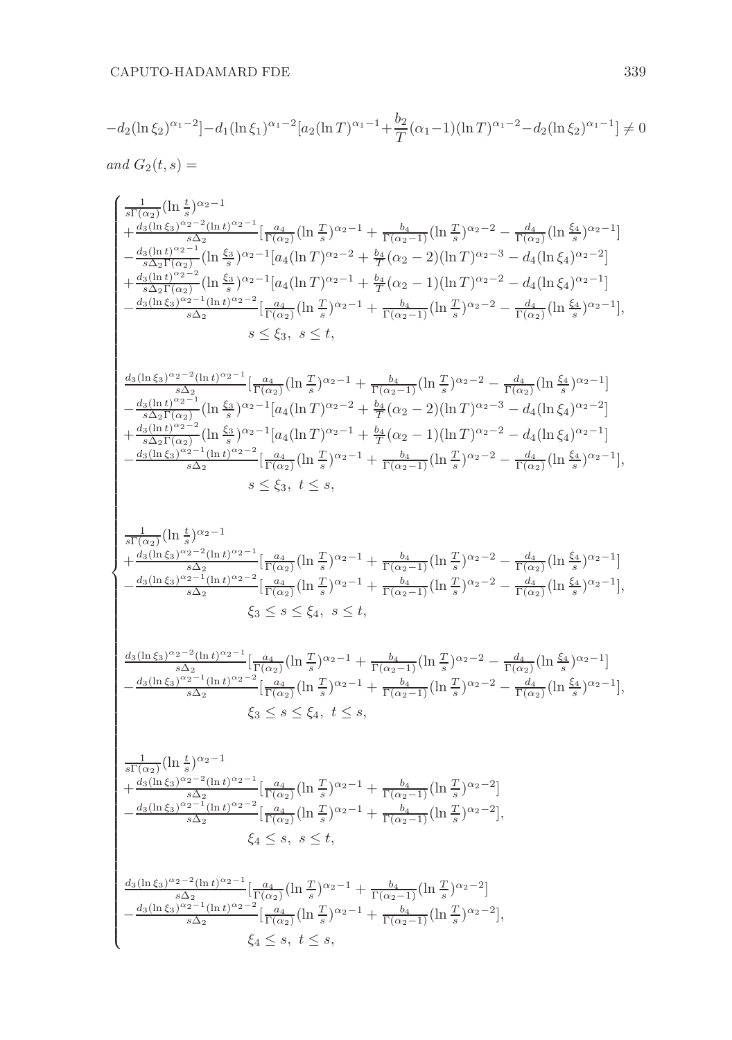$$-d_2(\ln \xi_2)^{\alpha_1-2}]-d_1(\ln \xi_1)^{\alpha_1-2}[a_2(\ln T)^{\alpha_1-1}+\frac{b_2}{T}(\alpha_1-1)(\ln T)^{\alpha_1-2}-d_2(\ln \xi_2)^{\alpha_1-1}] \neq 0$$

*and* $G_2(t,s) =$

$$
\begin{cases}
\frac{1}{s\Gamma(\alpha_2)}(\ln \frac{t}{s})^{\alpha_2-1} \\
+\frac{d_3(\ln \xi_3)^{\alpha_2-2}(\ln t)^{\alpha_2-1}}{s\Delta_2}[\frac{a_4}{\Gamma(\alpha_2)}(\ln \frac{T}{s})^{\alpha_2-1}+\frac{b_4}{\Gamma(\alpha_2-1)}(\ln \frac{T}{s})^{\alpha_2-2}-\frac{d_4}{\Gamma(\alpha_2)}(\ln \frac{\xi_4}{s})^{\alpha_2-1}] \\
-\frac{d_3(\ln t)^{\alpha_2-1}}{s\Delta_2\Gamma(\alpha_2)}(\ln \frac{\xi_3}{s})^{\alpha_2-1}[a_4(\ln T)^{\alpha_2-2}+\frac{b_4}{T}(\alpha_2-2)(\ln T)^{\alpha_2-3}-d_4(\ln \xi_4)^{\alpha_2-2}] \\
+\frac{d_3(\ln t)^{\alpha_2-2}}{s\Delta_2\Gamma(\alpha_2)}(\ln \frac{\xi_3}{s})^{\alpha_2-1}[a_4(\ln T)^{\alpha_2-1}+\frac{b_4}{T}(\alpha_2-1)(\ln T)^{\alpha_2-2}-d_4(\ln \xi_4)^{\alpha_2-1}] \\
-\frac{d_3(\ln \xi_3)^{\alpha_2-1}(\ln t)^{\alpha_2-2}}{s\Delta_2}[\frac{a_4}{\Gamma(\alpha_2)}(\ln \frac{T}{s})^{\alpha_2-1}+\frac{b_4}{\Gamma(\alpha_2-1)}(\ln \frac{T}{s})^{\alpha_2-2}-\frac{d_4}{\Gamma(\alpha_2)}(\ln \frac{\xi_4}{s})^{\alpha_2-1}], \\
\qquad s \leq \xi_3, \ s \leq t, \\[2ex]
\frac{d_3(\ln \xi_3)^{\alpha_2-2}(\ln t)^{\alpha_2-1}}{s\Delta_2}[\frac{a_4}{\Gamma(\alpha_2)}(\ln \frac{T}{s})^{\alpha_2-1}+\frac{b_4}{\Gamma(\alpha_2-1)}(\ln \frac{T}{s})^{\alpha_2-2}-\frac{d_4}{\Gamma(\alpha_2)}(\ln \frac{\xi_4}{s})^{\alpha_2-1}] \\
-\frac{d_3(\ln t)^{\alpha_2-1}}{s\Delta_2\Gamma(\alpha_2)}(\ln \frac{\xi_3}{s})^{\alpha_2-1}[a_4(\ln T)^{\alpha_2-2}+\frac{b_4}{T}(\alpha_2-2)(\ln T)^{\alpha_2-3}-d_4(\ln \xi_4)^{\alpha_2-2}] \\
+\frac{d_3(\ln t)^{\alpha_2-2}}{s\Delta_2\Gamma(\alpha_2)}(\ln \frac{\xi_3}{s})^{\alpha_2-1}[a_4(\ln T)^{\alpha_2-1}+\frac{b_4}{T}(\alpha_2-1)(\ln T)^{\alpha_2-2}-d_4(\ln \xi_4)^{\alpha_2-1}] \\
-\frac{d_3(\ln \xi_3)^{\alpha_2-1}(\ln t)^{\alpha_2-2}}{s\Delta_2}[\frac{a_4}{\Gamma(\alpha_2)}(\ln \frac{T}{s})^{\alpha_2-1}+\frac{b_4}{\Gamma(\alpha_2-1)}(\ln \frac{T}{s})^{\alpha_2-2}-\frac{d_4}{\Gamma(\alpha_2)}(\ln \frac{\xi_4}{s})^{\alpha_2-1}], \\
\qquad s \leq \xi_3, \ t \leq s, \\[2ex]
\frac{1}{s\Gamma(\alpha_2)}(\ln \frac{t}{s})^{\alpha_2-1} \\
+\frac{d_3(\ln \xi_3)^{\alpha_2-2}(\ln t)^{\alpha_2-1}}{s\Delta_2}[\frac{a_4}{\Gamma(\alpha_2)}(\ln \frac{T}{s})^{\alpha_2-1}+\frac{b_4}{\Gamma(\alpha_2-1)}(\ln \frac{T}{s})^{\alpha_2-2}-\frac{d_4}{\Gamma(\alpha_2)}(\ln \frac{\xi_4}{s})^{\alpha_2-1}] \\
-\frac{d_3(\ln \xi_3)^{\alpha_2-1}(\ln t)^{\alpha_2-2}}{s\Delta_2}[\frac{a_4}{\Gamma(\alpha_2)}(\ln \frac{T}{s})^{\alpha_2-1}+\frac{b_4}{\Gamma(\alpha_2-1)}(\ln \frac{T}{s})^{\alpha_2-2}-\frac{d_4}{\Gamma(\alpha_2)}(\ln \frac{\xi_4}{s})^{\alpha_2-1}], \\
\qquad \xi_3 \leq s \leq \xi_4, \ s \leq t, \\[2ex]
\frac{d_3(\ln \xi_3)^{\alpha_2-2}(\ln t)^{\alpha_2-1}}{s\Delta_2}[\frac{a_4}{\Gamma(\alpha_2)}(\ln \frac{T}{s})^{\alpha_2-1}+\frac{b_4}{\Gamma(\alpha_2-1)}(\ln \frac{T}{s})^{\alpha_2-2}-\frac{d_4}{\Gamma(\alpha_2)}(\ln \frac{\xi_4}{s})^{\alpha_2-1}] \\
-\frac{d_3(\ln \xi_3)^{\alpha_2-1}(\ln t)^{\alpha_2-2}}{s\Delta_2}[\frac{a_4}{\Gamma(\alpha_2)}(\ln \frac{T}{s})^{\alpha_2-1}+\frac{b_4}{\Gamma(\alpha_2-1)}(\ln \frac{T}{s})^{\alpha_2-2}-\frac{d_4}{\Gamma(\alpha_2)}(\ln \frac{\xi_4}{s})^{\alpha_2-1}], \\
\qquad \xi_3 \leq s \leq \xi_4, \ t \leq s, \\[2ex]
\frac{1}{s\Gamma(\alpha_2)}(\ln \frac{t}{s})^{\alpha_2-1} \\
+\frac{d_3(\ln \xi_3)^{\alpha_2-2}(\ln t)^{\alpha_2-1}}{s\Delta_2}[\frac{a_4}{\Gamma(\alpha_2)}(\ln \frac{T}{s})^{\alpha_2-1}+\frac{b_4}{\Gamma(\alpha_2-1)}(\ln \frac{T}{s})^{\alpha_2-2}] \\
-\frac{d_3(\ln \xi_3)^{\alpha_2-1}(\ln t)^{\alpha_2-2}}{s\Delta_2}[\frac{a_4}{\Gamma(\alpha_2)}(\ln \frac{T}{s})^{\alpha_2-1}+\frac{b_4}{\Gamma(\alpha_2-1)}(\ln \frac{T}{s})^{\alpha_2-2}], \\
\qquad \xi_4 \leq s, \ s \leq t, \\[2ex]
\frac{d_3(\ln \xi_3)^{\alpha_2-2}(\ln t)^{\alpha_2-1}}{s\Delta_2}[\frac{a_4}{\Gamma(\alpha_2)}(\ln \frac{T}{s})^{\alpha_2-1}+\frac{b_4}{\Gamma(\alpha_2-1)}(\ln \frac{T}{s})^{\alpha_2-2}] \\
-\frac{d_3(\ln \xi_3)^{\alpha_2-1}(\ln t)^{\alpha_2-2}}{s\Delta_2}[\frac{a_4}{\Gamma(\alpha_2)}(\ln \frac{T}{s})^{\alpha_2-1}+\frac{b_4}{\Gamma(\alpha_2-1)}(\ln \frac{T}{s})^{\alpha_2-2}], \\
\qquad \xi_4 \leq s, \ t \leq s,
\end{cases}
$$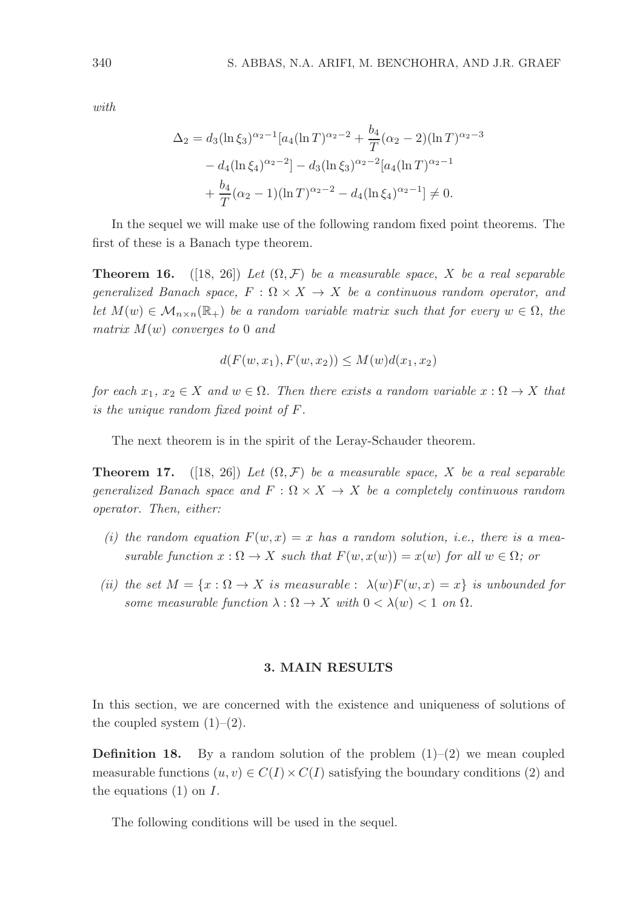*with*

$$
\begin{aligned}
\Delta_2 = d_3(\ln \xi_3)^{\alpha_2 - 1}[a_4(\ln T)^{\alpha_2 - 2} + \frac{b_4}{T}(\alpha_2 - 2)(\ln T)^{\alpha_2 - 3} \\
- d_4(\ln \xi_4)^{\alpha_2 - 2}] - d_3(\ln \xi_3)^{\alpha_2 - 2}[a_4(\ln T)^{\alpha_2 - 1} \\
+ \frac{b_4}{T}(\alpha_2 - 1)(\ln T)^{\alpha_2 - 2} - d_4(\ln \xi_4)^{\alpha_2 - 1}] \neq 0.
\end{aligned}
$$

In the sequel we will make use of the following random fixed point theorems. The first of these is a Banach type theorem.

**Theorem 16.** ([18, 26]) *Let $(\Omega, \mathcal{F})$ be a measurable space, $X$ be a real separable generalized Banach space, $F : \Omega \times X \to X$ be a continuous random operator, and let $M(w) \in \mathcal{M}_{n\times n}(\mathbb{R}_+)$ be a random variable matrix such that for every $w \in \Omega$, the matrix $M(w)$ converges to 0 and*

$$
d(F(w, x_1), F(w, x_2)) \leq M(w) d(x_1, x_2)
$$

*for each $x_1$, $x_2 \in X$ and $w \in \Omega$. Then there exists a random variable $x : \Omega \to X$ that is the unique random fixed point of $F$.*

The next theorem is in the spirit of the Leray-Schauder theorem.

**Theorem 17.** ([18, 26]) *Let $(\Omega, \mathcal{F})$ be a measurable space, $X$ be a real separable generalized Banach space and $F : \Omega \times X \to X$ be a completely continuous random operator. Then, either:*

- *(i) the random equation $F(w, x) = x$ has a random solution, i.e., there is a measurable function $x : \Omega \to X$ such that $F(w, x(w)) = x(w)$ for all $w \in \Omega$; or*
- *(ii) the set $M = \{x : \Omega \to X \text{ is measurable} : \ \lambda(w)F(w, x) = x\}$ is unbounded for some measurable function $\lambda : \Omega \to X$ with $0 < \lambda(w) < 1$ on $\Omega$.*

## 3. MAIN RESULTS

In this section, we are concerned with the existence and uniqueness of solutions of the coupled system (1)–(2).

**Definition 18.** By a random solution of the problem (1)–(2) we mean coupled measurable functions $(u, v) \in C(I) \times C(I)$ satisfying the boundary conditions (2) and the equations (1) on $I$.

The following conditions will be used in the sequel.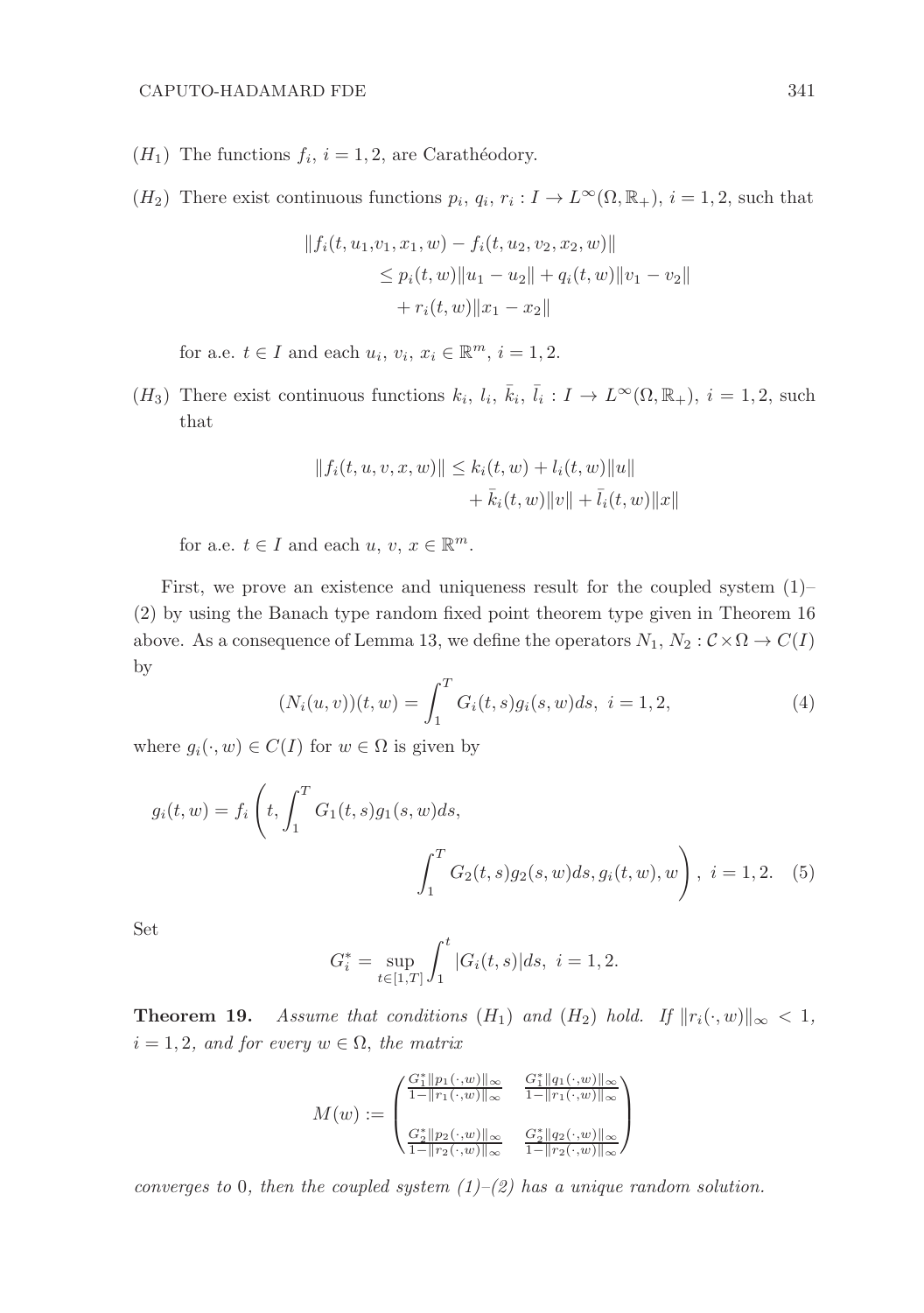$(H_1)$ The functions $f_i,\ i = 1, 2$, are Carathéodory.

$(H_2)$ There exist continuous functions $p_i,\ q_i,\ r_i : I \to L^\infty(\Omega, \mathbb{R}_+),\ i = 1, 2$, such that

$$
\begin{aligned}
\|f_i(t, u_1, v_1, x_1, w) &- f_i(t, u_2, v_2, x_2, w)\| \\
&\le p_i(t, w)\|u_1 - u_2\| + q_i(t, w)\|v_1 - v_2\| \\
&\quad + r_i(t, w)\|x_1 - x_2\|
\end{aligned}
$$

for a.e. $t \in I$ and each $u_i,\ v_i,\ x_i \in \mathbb{R}^m,\ i = 1, 2$.

$(H_3)$ There exist continuous functions $k_i,\ l_i,\ \bar{k}_i,\ \bar{l}_i : I \to L^\infty(\Omega, \mathbb{R}_+),\ i = 1, 2$, such that

$$
\begin{aligned}
\|f_i(t, u, v, x, w)\| \le k_i(t, w) &+ l_i(t, w)\|u\| \\
&+ \bar{k}_i(t, w)\|v\| + \bar{l}_i(t, w)\|x\|
\end{aligned}
$$

for a.e. $t \in I$ and each $u,\ v,\ x \in \mathbb{R}^m$.

First, we prove an existence and uniqueness result for the coupled system (1)–(2) by using the Banach type random fixed point theorem type given in Theorem 16 above. As a consequence of Lemma 13, we define the operators $N_1,\ N_2 : \mathcal{C} \times \Omega \to C(I)$ by

$$
(N_i(u, v))(t, w) = \int_1^T G_i(t, s) g_i(s, w) ds,\ \ i = 1, 2, \tag{4}
$$

where $g_i(\cdot, w) \in C(I)$ for $w \in \Omega$ is given by

$$
\begin{aligned}
g_i(t, w) = f_i\Bigg(t, &\int_1^T G_1(t, s) g_1(s, w) ds, \\
&\int_1^T G_2(t, s) g_2(s, w) ds, g_i(t, w), w\Bigg),\ \ i = 1, 2.
\end{aligned} \tag{5}
$$

Set

$$
G_i^* = \sup_{t \in [1, T]} \int_1^t |G_i(t, s)| ds,\ \ i = 1, 2.
$$

**Theorem 19.** *Assume that conditions $(H_1)$ and $(H_2)$ hold. If $\|r_i(\cdot, w)\|_\infty < 1$, $i = 1, 2$, and for every $w \in \Omega$, the matrix*

$$
M(w) := \begin{pmatrix} \frac{G_1^* \|p_1(\cdot, w)\|_\infty}{1 - \|r_1(\cdot, w)\|_\infty} & \frac{G_1^* \|q_1(\cdot, w)\|_\infty}{1 - \|r_1(\cdot, w)\|_\infty} \\ \\ \frac{G_2^* \|p_2(\cdot, w)\|_\infty}{1 - \|r_2(\cdot, w)\|_\infty} & \frac{G_2^* \|q_2(\cdot, w)\|_\infty}{1 - \|r_2(\cdot, w)\|_\infty} \end{pmatrix}
$$

*converges to* 0*, then the coupled system (1)–(2) has a unique random solution.*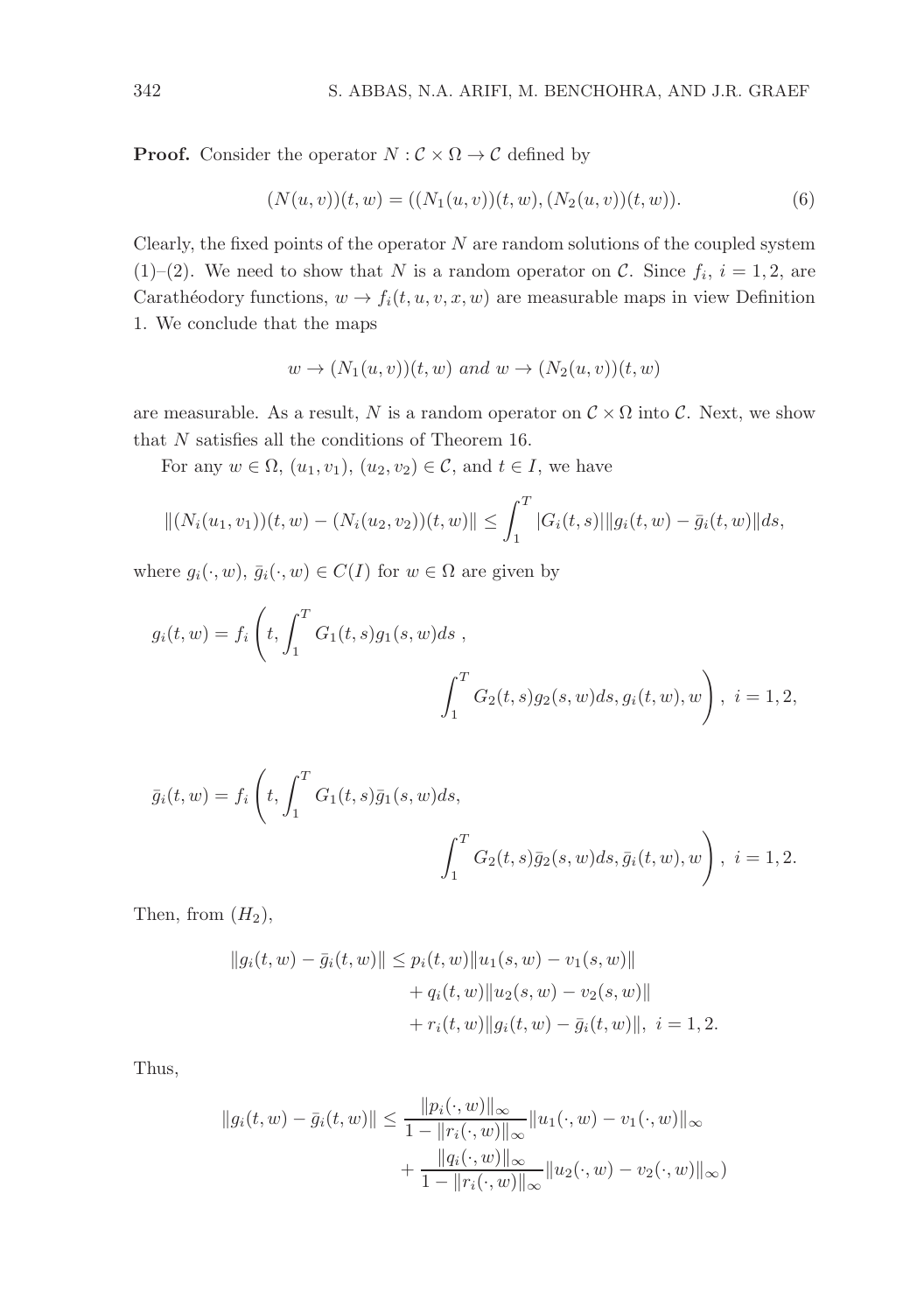**Proof.** Consider the operator $N : \mathcal{C} \times \Omega \to \mathcal{C}$ defined by

$$(N(u,v))(t,w) = ((N_1(u,v))(t,w), (N_2(u,v))(t,w)). \tag{6}$$

Clearly, the fixed points of the operator $N$ are random solutions of the coupled system (1)–(2). We need to show that $N$ is a random operator on $\mathcal{C}$. Since $f_i$, $i = 1, 2$, are Carathéodory functions, $w \to f_i(t, u, v, x, w)$ are measurable maps in view Definition 1. We conclude that the maps

$$w \to (N_1(u,v))(t,w) \text{ and } w \to (N_2(u,v))(t,w)$$

are measurable. As a result, $N$ is a random operator on $\mathcal{C} \times \Omega$ into $\mathcal{C}$. Next, we show that $N$ satisfies all the conditions of Theorem 16.

For any $w \in \Omega$, $(u_1, v_1)$, $(u_2, v_2) \in \mathcal{C}$, and $t \in I$, we have

$$\|(N_i(u_1,v_1))(t,w) - (N_i(u_2,v_2))(t,w)\| \leq \int_1^T |G_i(t,s)| \|g_i(t,w) - \bar{g}_i(t,w)\| ds,$$

where $g_i(\cdot, w)$, $\bar{g}_i(\cdot, w) \in C(I)$ for $w \in \Omega$ are given by

$$g_i(t,w) = f_i\left(t, \int_1^T G_1(t,s) g_1(s,w) ds\ , \int_1^T G_2(t,s) g_2(s,w) ds, g_i(t,w), w\right),\ i = 1, 2,$$

$$\bar{g}_i(t,w) = f_i\left(t, \int_1^T G_1(t,s) \bar{g}_1(s,w) ds, \int_1^T G_2(t,s) \bar{g}_2(s,w) ds, \bar{g}_i(t,w), w\right),\ i = 1, 2.$$

Then, from $(H_2)$,

$$\begin{aligned}
\|g_i(t,w) - \bar{g}_i(t,w)\| &\leq p_i(t,w) \|u_1(s,w) - v_1(s,w)\| \\
&\quad + q_i(t,w) \|u_2(s,w) - v_2(s,w)\| \\
&\quad + r_i(t,w) \|g_i(t,w) - \bar{g}_i(t,w)\|,\ i = 1, 2.
\end{aligned}$$

Thus,

$$\begin{aligned}
\|g_i(t,w) - \bar{g}_i(t,w)\| &\leq \frac{\|p_i(\cdot,w)\|_\infty}{1 - \|r_i(\cdot,w)\|_\infty} \|u_1(\cdot,w) - v_1(\cdot,w)\|_\infty \\
&\quad + \frac{\|q_i(\cdot,w)\|_\infty}{1 - \|r_i(\cdot,w)\|_\infty} \|u_2(\cdot,w) - v_2(\cdot,w)\|_\infty)
\end{aligned}$$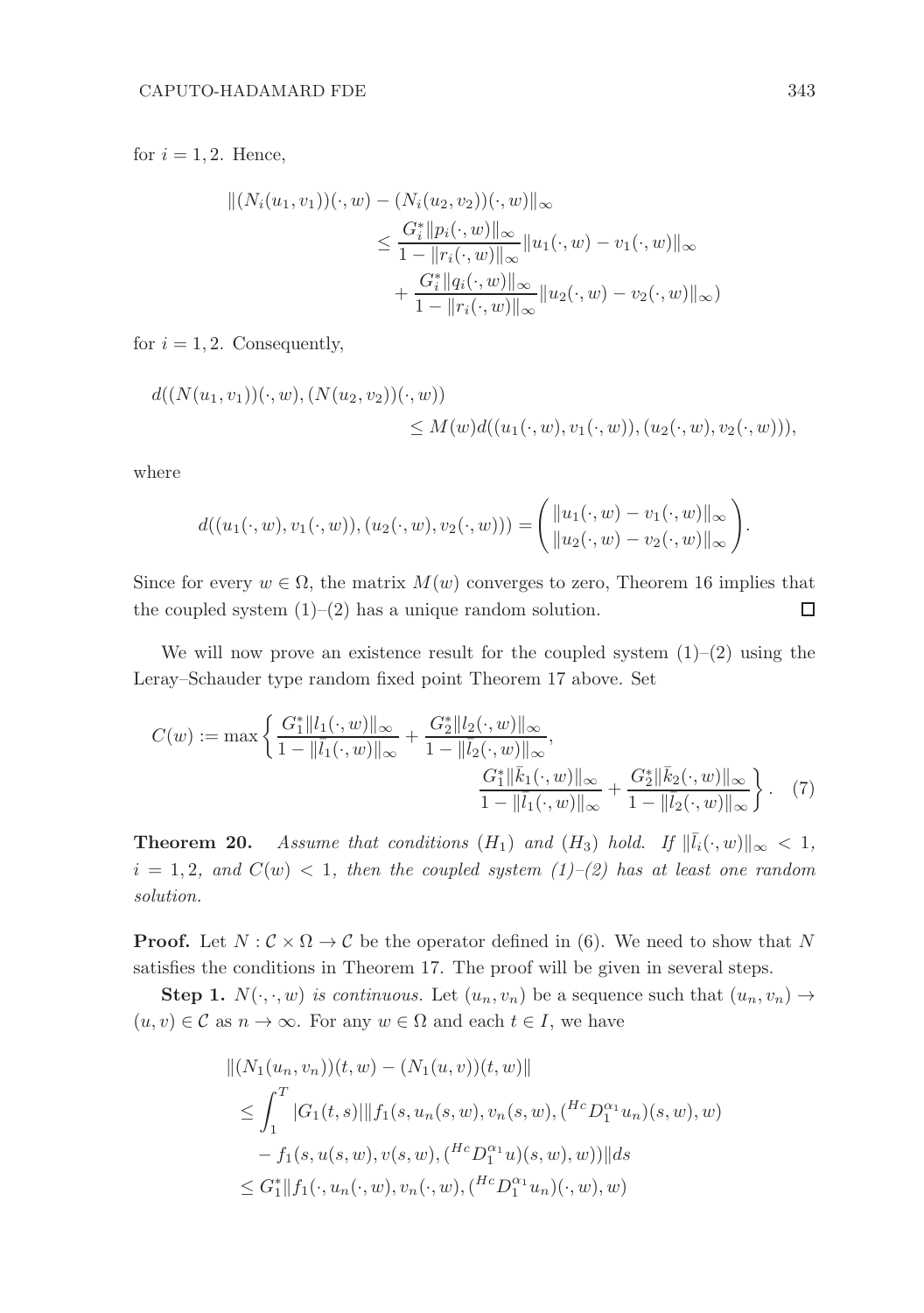for $i = 1, 2$. Hence,

$$
\begin{aligned}
\|(N_i(u_1, v_1))(\cdot, w) &- (N_i(u_2, v_2))(\cdot, w)\|_\infty \\
&\leq \frac{G_i^* \|p_i(\cdot, w)\|_\infty}{1 - \|r_i(\cdot, w)\|_\infty} \|u_1(\cdot, w) - v_1(\cdot, w)\|_\infty \\
&\quad + \frac{G_i^* \|q_i(\cdot, w)\|_\infty}{1 - \|r_i(\cdot, w)\|_\infty} \|u_2(\cdot, w) - v_2(\cdot, w)\|_\infty)
\end{aligned}
$$

for $i = 1, 2$. Consequently,

$$
\begin{aligned}
d((N(u_1, v_1))(\cdot, w), &(N(u_2, v_2))(\cdot, w)) \\
&\leq M(w) d((u_1(\cdot, w), v_1(\cdot, w)), (u_2(\cdot, w), v_2(\cdot, w))),
\end{aligned}
$$

where

$$
d((u_1(\cdot, w), v_1(\cdot, w)), (u_2(\cdot, w), v_2(\cdot, w))) = \begin{pmatrix} \|u_1(\cdot, w) - v_1(\cdot, w)\|_\infty \\ \|u_2(\cdot, w) - v_2(\cdot, w)\|_\infty \end{pmatrix}.
$$

Since for every $w \in \Omega$, the matrix $M(w)$ converges to zero, Theorem 16 implies that the coupled system (1)–(2) has a unique random solution. □

We will now prove an existence result for the coupled system (1)–(2) using the Leray–Schauder type random fixed point Theorem 17 above. Set

$$
\begin{aligned}
C(w) := \max \Bigg\{ &\frac{G_1^* \|l_1(\cdot, w)\|_\infty}{1 - \|\bar{l}_1(\cdot, w)\|_\infty} + \frac{G_2^* \|l_2(\cdot, w)\|_\infty}{1 - \|\bar{l}_2(\cdot, w)\|_\infty}, \\
&\frac{G_1^* \|\bar{k}_1(\cdot, w)\|_\infty}{1 - \|\bar{l}_1(\cdot, w)\|_\infty} + \frac{G_2^* \|\bar{k}_2(\cdot, w)\|_\infty}{1 - \|\bar{l}_2(\cdot, w)\|_\infty} \Bigg\}. \quad (7)
\end{aligned}
$$

**Theorem 20.** *Assume that conditions $(H_1)$ and $(H_3)$ hold. If $\|\bar{l}_i(\cdot, w)\|_\infty < 1$, $i = 1, 2$, and $C(w) < 1$, then the coupled system (1)–(2) has at least one random solution.*

**Proof.** Let $N : \mathcal{C} \times \Omega \to \mathcal{C}$ be the operator defined in (6). We need to show that $N$ satisfies the conditions in Theorem 17. The proof will be given in several steps.

**Step 1.** *$N(\cdot, \cdot, w)$ is continuous.* Let $(u_n, v_n)$ be a sequence such that $(u_n, v_n) \to (u, v) \in \mathcal{C}$ as $n \to \infty$. For any $w \in \Omega$ and each $t \in I$, we have

$$
\begin{aligned}
&\|(N_1(u_n, v_n))(t, w) - (N_1(u, v))(t, w)\| \\
&\leq \int_1^T |G_1(t, s)| \|f_1(s, u_n(s, w), v_n(s, w), ({}^{Hc}D_1^{\alpha_1} u_n)(s, w), w) \\
&\quad - f_1(s, u(s, w), v(s, w), ({}^{Hc}D_1^{\alpha_1} u)(s, w), w))\| ds \\
&\leq G_1^* \|f_1(\cdot, u_n(\cdot, w), v_n(\cdot, w), ({}^{Hc}D_1^{\alpha_1} u_n)(\cdot, w), w)
\end{aligned}
$$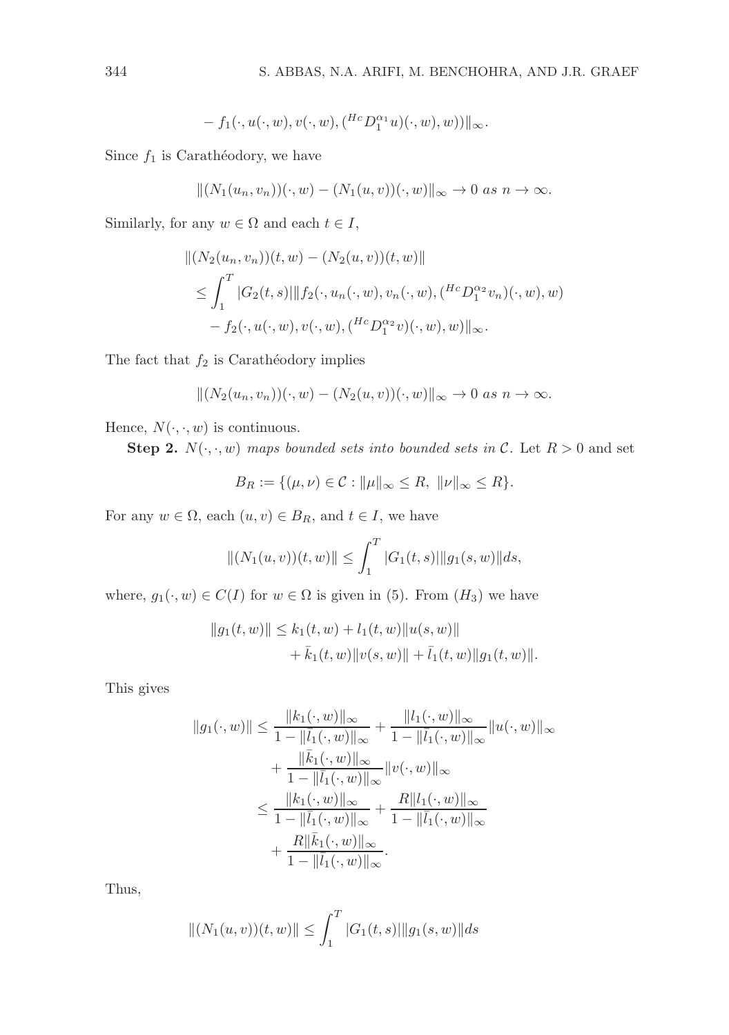$$- f_1(\cdot, u(\cdot, w), v(\cdot, w), ({}^{Hc}D_1^{\alpha_1}u)(\cdot, w), w))\|_\infty.$$

Since $f_1$ is Carathéodory, we have

$$\|(N_1(u_n, v_n))(\cdot, w) - (N_1(u, v))(\cdot, w)\|_\infty \to 0 \ as \ n \to \infty.$$

Similarly, for any $w \in \Omega$ and each $t \in I$,

$$\begin{aligned}
&\|(N_2(u_n, v_n))(t, w) - (N_2(u, v))(t, w)\| \\
&\leq \int_1^T |G_2(t, s)| \|f_2(\cdot, u_n(\cdot, w), v_n(\cdot, w), ({}^{Hc}D_1^{\alpha_2}v_n)(\cdot, w), w) \\
&\quad - f_2(\cdot, u(\cdot, w), v(\cdot, w), ({}^{Hc}D_1^{\alpha_2}v)(\cdot, w), w)\|_\infty.
\end{aligned}$$

The fact that $f_2$ is Carathéodory implies

$$\|(N_2(u_n, v_n))(\cdot, w) - (N_2(u, v))(\cdot, w)\|_\infty \to 0 \ as \ n \to \infty.$$

Hence, $N(\cdot, \cdot, w)$ is continuous.

**Step 2.** *$N(\cdot, \cdot, w)$ maps bounded sets into bounded sets in $\mathcal{C}$.* Let $R > 0$ and set

$$B_R := \{(\mu, \nu) \in \mathcal{C} : \|\mu\|_\infty \leq R, \ \|\nu\|_\infty \leq R\}.$$

For any $w \in \Omega$, each $(u, v) \in B_R$, and $t \in I$, we have

$$\|(N_1(u, v))(t, w)\| \leq \int_1^T |G_1(t, s)| \|g_1(s, w)\| ds,$$

where, $g_1(\cdot, w) \in C(I)$ for $w \in \Omega$ is given in (5). From $(H_3)$ we have

$$\begin{aligned}
\|g_1(t, w)\| \leq\ & k_1(t, w) + l_1(t, w)\|u(s, w)\| \\
& + \bar{k}_1(t, w)\|v(s, w)\| + \bar{l}_1(t, w)\|g_1(t, w)\|.
\end{aligned}$$

This gives

$$\begin{aligned}
\|g_1(\cdot, w)\| &\leq \frac{\|k_1(\cdot, w)\|_\infty}{1 - \|\bar{l}_1(\cdot, w)\|_\infty} + \frac{\|l_1(\cdot, w)\|_\infty}{1 - \|\bar{l}_1(\cdot, w)\|_\infty}\|u(\cdot, w)\|_\infty \\
&\quad + \frac{\|\bar{k}_1(\cdot, w)\|_\infty}{1 - \|\bar{l}_1(\cdot, w)\|_\infty}\|v(\cdot, w)\|_\infty \\
&\leq \frac{\|k_1(\cdot, w)\|_\infty}{1 - \|\bar{l}_1(\cdot, w)\|_\infty} + \frac{R\|l_1(\cdot, w)\|_\infty}{1 - \|\bar{l}_1(\cdot, w)\|_\infty} \\
&\quad + \frac{R\|\bar{k}_1(\cdot, w)\|_\infty}{1 - \|\bar{l}_1(\cdot, w)\|_\infty}.
\end{aligned}$$

Thus,

$$\|(N_1(u, v))(t, w)\| \leq \int_1^T |G_1(t, s)| \|g_1(s, w)\| ds$$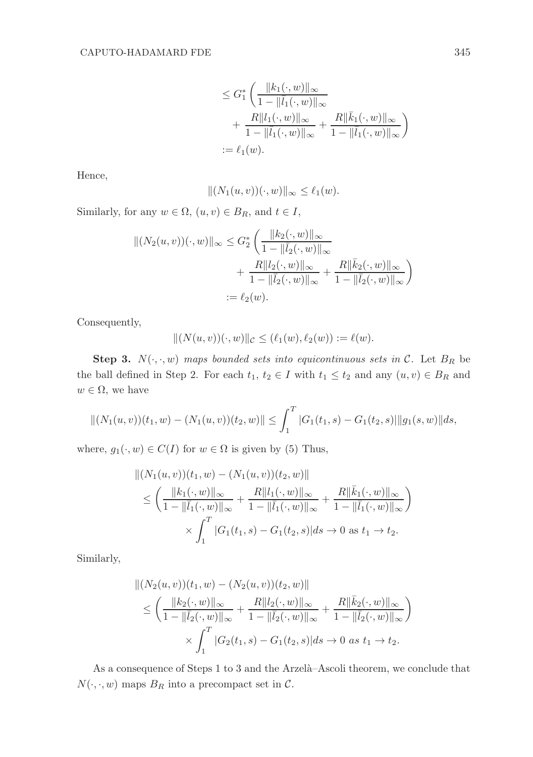$$
\begin{aligned}
&\leq G_1^* \left( \frac{\|k_1(\cdot,w)\|_\infty}{1-\|\bar{l}_1(\cdot,w)\|_\infty} \right.\\
&\qquad \left. + \frac{R\|l_1(\cdot,w)\|_\infty}{1-\|\bar{l}_1(\cdot,w)\|_\infty} + \frac{R\|\bar{k}_1(\cdot,w)\|_\infty}{1-\|\bar{l}_1(\cdot,w)\|_\infty} \right)\\
&:= \ell_1(w).
\end{aligned}
$$

Hence,

$$
\|(N_1(u,v))(\cdot,w)\|_\infty \leq \ell_1(w).
$$

Similarly, for any $w \in \Omega$, $(u,v) \in B_R$, and $t \in I$,

$$
\begin{aligned}
\|(N_2(u,v))(\cdot,w)\|_\infty &\leq G_2^* \left( \frac{\|k_2(\cdot,w)\|_\infty}{1-\|\bar{l}_2(\cdot,w)\|_\infty} \right.\\
&\qquad \left. + \frac{R\|l_2(\cdot,w)\|_\infty}{1-\|\bar{l}_2(\cdot,w)\|_\infty} + \frac{R\|\bar{k}_2(\cdot,w)\|_\infty}{1-\|\bar{l}_2(\cdot,w)\|_\infty} \right)\\
&:= \ell_2(w).
\end{aligned}
$$

Consequently,

$$
\|(N(u,v))(\cdot,w)\|_{\mathcal{C}} \leq (\ell_1(w), \ell_2(w)) := \ell(w).
$$

**Step 3.** *$N(\cdot,\cdot,w)$ maps bounded sets into equicontinuous sets in $\mathcal{C}$.* Let $B_R$ be the ball defined in Step 2. For each $t_1$, $t_2 \in I$ with $t_1 \leq t_2$ and any $(u,v) \in B_R$ and $w \in \Omega$, we have

$$
\|(N_1(u,v))(t_1,w) - (N_1(u,v))(t_2,w)\| \leq \int_1^T |G_1(t_1,s) - G_1(t_2,s)| \|g_1(s,w)\| ds,
$$

where, $g_1(\cdot,w) \in C(I)$ for $w \in \Omega$ is given by (5) Thus,

$$
\begin{aligned}
&\|(N_1(u,v))(t_1,w) - (N_1(u,v))(t_2,w)\|\\
&\leq \left( \frac{\|k_1(\cdot,w)\|_\infty}{1-\|\bar{l}_1(\cdot,w)\|_\infty} + \frac{R\|l_1(\cdot,w)\|_\infty}{1-\|\bar{l}_1(\cdot,w)\|_\infty} + \frac{R\|\bar{k}_1(\cdot,w)\|_\infty}{1-\|\bar{l}_1(\cdot,w)\|_\infty} \right)\\
&\qquad \times \int_1^T |G_1(t_1,s) - G_1(t_2,s)| ds \to 0 \text{ as } t_1 \to t_2.
\end{aligned}
$$

Similarly,

$$
\begin{aligned}
&\|(N_2(u,v))(t_1,w) - (N_2(u,v))(t_2,w)\|\\
&\leq \left( \frac{\|k_2(\cdot,w)\|_\infty}{1-\|\bar{l}_2(\cdot,w)\|_\infty} + \frac{R\|l_2(\cdot,w)\|_\infty}{1-\|\bar{l}_2(\cdot,w)\|_\infty} + \frac{R\|\bar{k}_2(\cdot,w)\|_\infty}{1-\|\bar{l}_2(\cdot,w)\|_\infty} \right)\\
&\qquad \times \int_1^T |G_2(t_1,s) - G_1(t_2,s)| ds \to 0 \ as \ t_1 \to t_2.
\end{aligned}
$$

As a consequence of Steps 1 to 3 and the Arzelà–Ascoli theorem, we conclude that $N(\cdot,\cdot,w)$ maps $B_R$ into a precompact set in $\mathcal{C}$.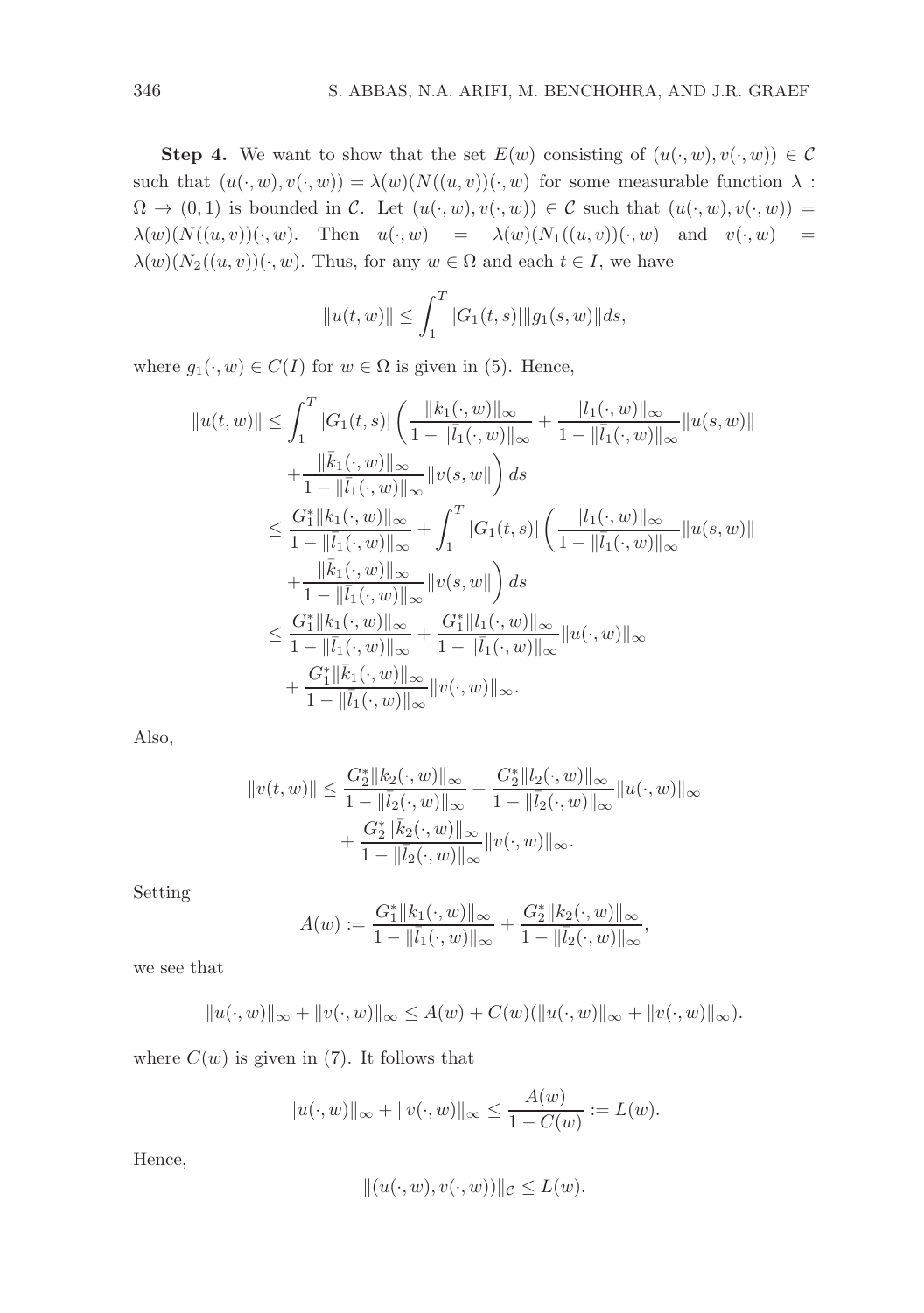**Step 4.** We want to show that the set $E(w)$ consisting of $(u(\cdot,w), v(\cdot,w)) \in \mathcal{C}$ such that $(u(\cdot,w), v(\cdot,w)) = \lambda(w)(N((u,v))(\cdot,w)$ for some measurable function $\lambda : \Omega \to (0,1)$ is bounded in $\mathcal{C}$. Let $(u(\cdot,w), v(\cdot,w)) \in \mathcal{C}$ such that $(u(\cdot,w), v(\cdot,w)) = \lambda(w)(N((u,v))(\cdot,w)$. Then $u(\cdot,w) = \lambda(w)(N_1((u,v))(\cdot,w)$ and $v(\cdot,w) = \lambda(w)(N_2((u,v))(\cdot,w)$. Thus, for any $w \in \Omega$ and each $t \in I$, we have

$$\|u(t,w)\| \leq \int_1^T |G_1(t,s)| \|g_1(s,w)\| ds,$$

where $g_1(\cdot,w) \in C(I)$ for $w \in \Omega$ is given in (5). Hence,

$$\begin{aligned}
\|u(t,w)\| &\leq \int_1^T |G_1(t,s)| \left( \frac{\|k_1(\cdot,w)\|_\infty}{1-\|\bar{l}_1(\cdot,w)\|_\infty} + \frac{\|l_1(\cdot,w)\|_\infty}{1-\|\bar{l}_1(\cdot,w)\|_\infty} \|u(s,w)\| \right. \\
&\quad \left. + \frac{\|\bar{k}_1(\cdot,w)\|_\infty}{1-\|\bar{l}_1(\cdot,w)\|_\infty} \|v(s,w\| \right) ds \\
&\leq \frac{G_1^* \|k_1(\cdot,w)\|_\infty}{1-\|\bar{l}_1(\cdot,w)\|_\infty} + \int_1^T |G_1(t,s)| \left( \frac{\|l_1(\cdot,w)\|_\infty}{1-\|\bar{l}_1(\cdot,w)\|_\infty} \|u(s,w)\| \right. \\
&\quad \left. + \frac{\|\bar{k}_1(\cdot,w)\|_\infty}{1-\|\bar{l}_1(\cdot,w)\|_\infty} \|v(s,w\| \right) ds \\
&\leq \frac{G_1^* \|k_1(\cdot,w)\|_\infty}{1-\|\bar{l}_1(\cdot,w)\|_\infty} + \frac{G_1^* \|l_1(\cdot,w)\|_\infty}{1-\|\bar{l}_1(\cdot,w)\|_\infty} \|u(\cdot,w)\|_\infty \\
&\quad + \frac{G_1^* \|\bar{k}_1(\cdot,w)\|_\infty}{1-\|\bar{l}_1(\cdot,w)\|_\infty} \|v(\cdot,w)\|_\infty.
\end{aligned}$$

Also,

$$\begin{aligned}
\|v(t,w)\| &\leq \frac{G_2^* \|k_2(\cdot,w)\|_\infty}{1-\|\bar{l}_2(\cdot,w)\|_\infty} + \frac{G_2^* \|l_2(\cdot,w)\|_\infty}{1-\|\bar{l}_2(\cdot,w)\|_\infty} \|u(\cdot,w)\|_\infty \\
&\quad + \frac{G_2^* \|\bar{k}_2(\cdot,w)\|_\infty}{1-\|\bar{l}_2(\cdot,w)\|_\infty} \|v(\cdot,w)\|_\infty.
\end{aligned}$$

Setting

$$A(w) := \frac{G_1^* \|k_1(\cdot,w)\|_\infty}{1-\|\bar{l}_1(\cdot,w)\|_\infty} + \frac{G_2^* \|k_2(\cdot,w)\|_\infty}{1-\|\bar{l}_2(\cdot,w)\|_\infty},$$

we see that

$$\|u(\cdot,w)\|_\infty + \|v(\cdot,w)\|_\infty \leq A(w) + C(w)(\|u(\cdot,w)\|_\infty + \|v(\cdot,w)\|_\infty).$$

where $C(w)$ is given in (7). It follows that

$$\|u(\cdot,w)\|_\infty + \|v(\cdot,w)\|_\infty \leq \frac{A(w)}{1-C(w)} := L(w).$$

Hence,

$$\|(u(\cdot,w), v(\cdot,w))\|_{\mathcal{C}} \leq L(w).$$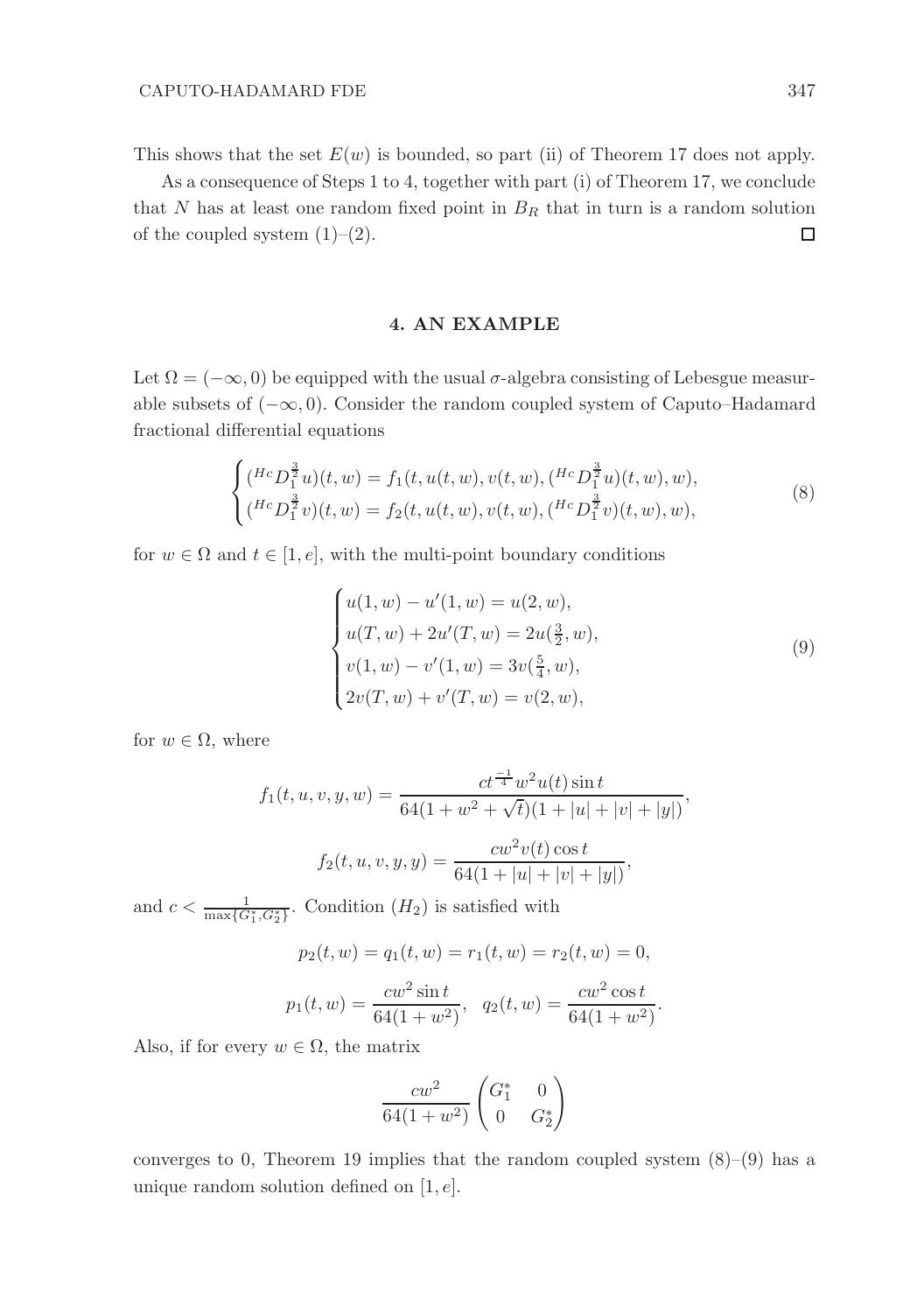This shows that the set $E(w)$ is bounded, so part (ii) of Theorem 17 does not apply.

As a consequence of Steps 1 to 4, together with part (i) of Theorem 17, we conclude that $N$ has at least one random fixed point in $B_R$ that in turn is a random solution of the coupled system (1)–(2). $\square$

## 4. AN EXAMPLE

Let $\Omega = (-\infty, 0)$ be equipped with the usual $\sigma$-algebra consisting of Lebesgue measurable subsets of $(-\infty, 0)$. Consider the random coupled system of Caputo–Hadamard fractional differential equations

$$\begin{cases} ({}^{Hc}D_1^{\frac{3}{2}}u)(t,w) = f_1(t, u(t,w), v(t,w), ({}^{Hc}D_1^{\frac{3}{2}}u)(t,w), w), \\ ({}^{Hc}D_1^{\frac{3}{2}}v)(t,w) = f_2(t, u(t,w), v(t,w), ({}^{Hc}D_1^{\frac{3}{2}}v)(t,w), w), \end{cases} \tag{8}$$

for $w \in \Omega$ and $t \in [1, e]$, with the multi-point boundary conditions

$$\begin{cases} u(1,w) - u'(1,w) = u(2,w), \\ u(T,w) + 2u'(T,w) = 2u(\frac{3}{2}, w), \\ v(1,w) - v'(1,w) = 3v(\frac{5}{4}, w), \\ 2v(T,w) + v'(T,w) = v(2,w), \end{cases} \tag{9}$$

for $w \in \Omega$, where

$$f_1(t,u,v,y,w) = \frac{ct^{\frac{-1}{4}}w^2 u(t) \sin t}{64(1 + w^2 + \sqrt{t})(1 + |u| + |v| + |y|)},$$

$$f_2(t,u,v,y,y) = \frac{cw^2 v(t) \cos t}{64(1 + |u| + |v| + |y|)},$$

and $c < \frac{1}{\max\{G_1^*, G_2^*\}}$. Condition $(H_2)$ is satisfied with

$$p_2(t,w) = q_1(t,w) = r_1(t,w) = r_2(t,w) = 0,$$

$$p_1(t,w) = \frac{cw^2 \sin t}{64(1+w^2)}, \quad q_2(t,w) = \frac{cw^2 \cos t}{64(1+w^2)}.$$

Also, if for every $w \in \Omega$, the matrix

$$\frac{cw^2}{64(1+w^2)} \begin{pmatrix} G_1^* & 0 \\ 0 & G_2^* \end{pmatrix}$$

converges to 0, Theorem 19 implies that the random coupled system (8)–(9) has a unique random solution defined on $[1, e]$.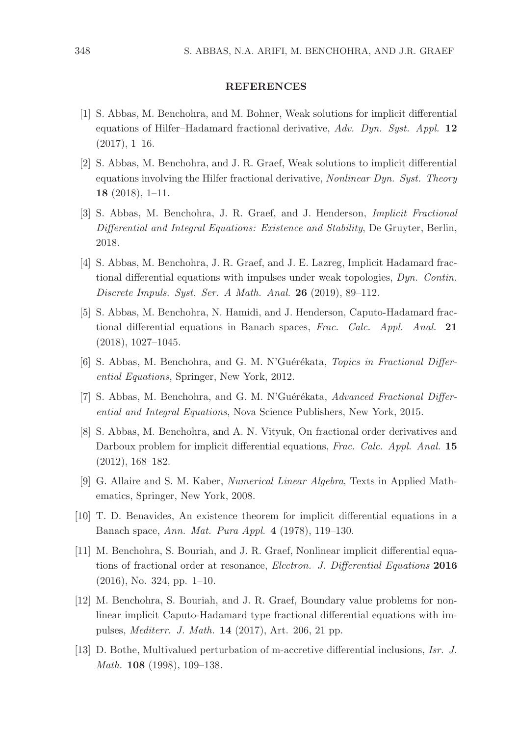## REFERENCES

[1] S. Abbas, M. Benchohra, and M. Bohner, Weak solutions for implicit differential equations of Hilfer–Hadamard fractional derivative, *Adv. Dyn. Syst. Appl.* **12** (2017), 1–16.

[2] S. Abbas, M. Benchohra, and J. R. Graef, Weak solutions to implicit differential equations involving the Hilfer fractional derivative, *Nonlinear Dyn. Syst. Theory* **18** (2018), 1–11.

[3] S. Abbas, M. Benchohra, J. R. Graef, and J. Henderson, *Implicit Fractional Differential and Integral Equations: Existence and Stability*, De Gruyter, Berlin, 2018.

[4] S. Abbas, M. Benchohra, J. R. Graef, and J. E. Lazreg, Implicit Hadamard fractional differential equations with impulses under weak topologies, *Dyn. Contin. Discrete Impuls. Syst. Ser. A Math. Anal.* **26** (2019), 89–112.

[5] S. Abbas, M. Benchohra, N. Hamidi, and J. Henderson, Caputo-Hadamard fractional differential equations in Banach spaces, *Frac. Calc. Appl. Anal.* **21** (2018), 1027–1045.

[6] S. Abbas, M. Benchohra, and G. M. N'Guérékata, *Topics in Fractional Differential Equations*, Springer, New York, 2012.

[7] S. Abbas, M. Benchohra, and G. M. N'Guérékata, *Advanced Fractional Differential and Integral Equations*, Nova Science Publishers, New York, 2015.

[8] S. Abbas, M. Benchohra, and A. N. Vityuk, On fractional order derivatives and Darboux problem for implicit differential equations, *Frac. Calc. Appl. Anal.* **15** (2012), 168–182.

[9] G. Allaire and S. M. Kaber, *Numerical Linear Algebra*, Texts in Applied Mathematics, Springer, New York, 2008.

[10] T. D. Benavides, An existence theorem for implicit differential equations in a Banach space, *Ann. Mat. Pura Appl.* **4** (1978), 119–130.

[11] M. Benchohra, S. Bouriah, and J. R. Graef, Nonlinear implicit differential equations of fractional order at resonance, *Electron. J. Differential Equations* **2016** (2016), No. 324, pp. 1–10.

[12] M. Benchohra, S. Bouriah, and J. R. Graef, Boundary value problems for nonlinear implicit Caputo-Hadamard type fractional differential equations with impulses, *Mediterr. J. Math.* **14** (2017), Art. 206, 21 pp.

[13] D. Bothe, Multivalued perturbation of m-accretive differential inclusions, *Isr. J. Math.* **108** (1998), 109–138.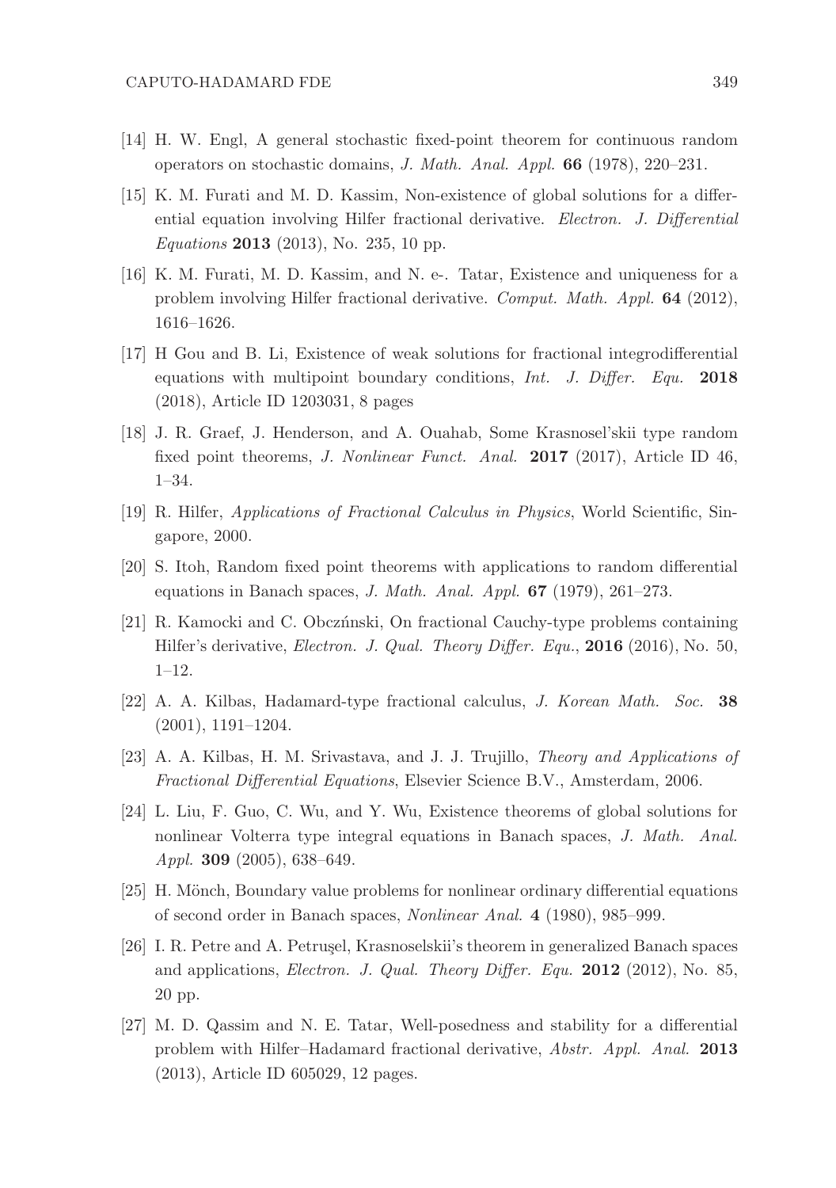[14] H. W. Engl, A general stochastic fixed-point theorem for continuous random operators on stochastic domains, *J. Math. Anal. Appl.* **66** (1978), 220–231.

[15] K. M. Furati and M. D. Kassim, Non-existence of global solutions for a differential equation involving Hilfer fractional derivative. *Electron. J. Differential Equations* **2013** (2013), No. 235, 10 pp.

[16] K. M. Furati, M. D. Kassim, and N. e-. Tatar, Existence and uniqueness for a problem involving Hilfer fractional derivative. *Comput. Math. Appl.* **64** (2012), 1616–1626.

[17] H Gou and B. Li, Existence of weak solutions for fractional integrodifferential equations with multipoint boundary conditions, *Int. J. Differ. Equ.* **2018** (2018), Article ID 1203031, 8 pages

[18] J. R. Graef, J. Henderson, and A. Ouahab, Some Krasnosel'skii type random fixed point theorems, *J. Nonlinear Funct. Anal.* **2017** (2017), Article ID 46, 1–34.

[19] R. Hilfer, *Applications of Fractional Calculus in Physics*, World Scientific, Singapore, 2000.

[20] S. Itoh, Random fixed point theorems with applications to random differential equations in Banach spaces, *J. Math. Anal. Appl.* **67** (1979), 261–273.

[21] R. Kamocki and C. Obczńnski, On fractional Cauchy-type problems containing Hilfer's derivative, *Electron. J. Qual. Theory Differ. Equ.*, **2016** (2016), No. 50, 1–12.

[22] A. A. Kilbas, Hadamard-type fractional calculus, *J. Korean Math. Soc.* **38** (2001), 1191–1204.

[23] A. A. Kilbas, H. M. Srivastava, and J. J. Trujillo, *Theory and Applications of Fractional Differential Equations*, Elsevier Science B.V., Amsterdam, 2006.

[24] L. Liu, F. Guo, C. Wu, and Y. Wu, Existence theorems of global solutions for nonlinear Volterra type integral equations in Banach spaces, *J. Math. Anal. Appl.* **309** (2005), 638–649.

[25] H. Mönch, Boundary value problems for nonlinear ordinary differential equations of second order in Banach spaces, *Nonlinear Anal.* **4** (1980), 985–999.

[26] I. R. Petre and A. Petruşel, Krasnoselskii's theorem in generalized Banach spaces and applications, *Electron. J. Qual. Theory Differ. Equ.* **2012** (2012), No. 85, 20 pp.

[27] M. D. Qassim and N. E. Tatar, Well-posedness and stability for a differential problem with Hilfer–Hadamard fractional derivative, *Abstr. Appl. Anal.* **2013** (2013), Article ID 605029, 12 pages.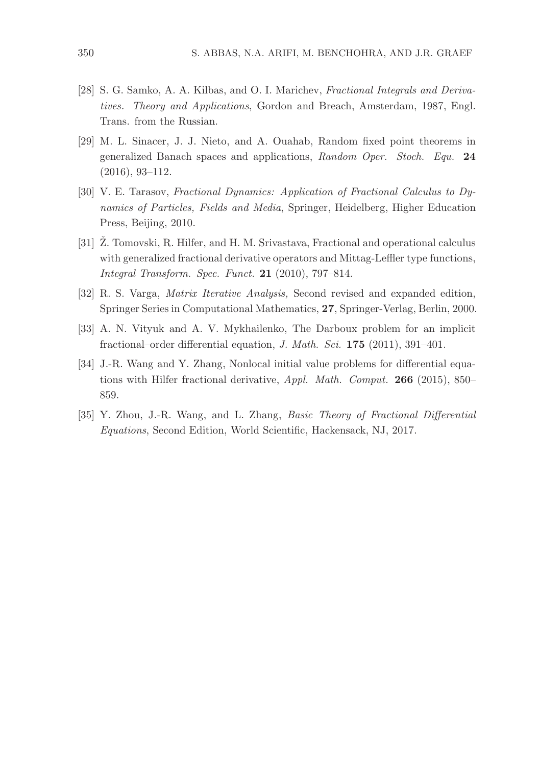[28] S. G. Samko, A. A. Kilbas, and O. I. Marichev, *Fractional Integrals and Derivatives. Theory and Applications*, Gordon and Breach, Amsterdam, 1987, Engl. Trans. from the Russian.

[29] M. L. Sinacer, J. J. Nieto, and A. Ouahab, Random fixed point theorems in generalized Banach spaces and applications, *Random Oper. Stoch. Equ.* **24** (2016), 93–112.

[30] V. E. Tarasov, *Fractional Dynamics: Application of Fractional Calculus to Dynamics of Particles, Fields and Media*, Springer, Heidelberg, Higher Education Press, Beijing, 2010.

[31] Ž. Tomovski, R. Hilfer, and H. M. Srivastava, Fractional and operational calculus with generalized fractional derivative operators and Mittag-Leffler type functions, *Integral Transform. Spec. Funct.* **21** (2010), 797–814.

[32] R. S. Varga, *Matrix Iterative Analysis,* Second revised and expanded edition, Springer Series in Computational Mathematics, **27**, Springer-Verlag, Berlin, 2000.

[33] A. N. Vityuk and A. V. Mykhailenko, The Darboux problem for an implicit fractional–order differential equation, *J. Math. Sci.* **175** (2011), 391–401.

[34] J.-R. Wang and Y. Zhang, Nonlocal initial value problems for differential equations with Hilfer fractional derivative, *Appl. Math. Comput.* **266** (2015), 850–859.

[35] Y. Zhou, J.-R. Wang, and L. Zhang, *Basic Theory of Fractional Differential Equations*, Second Edition, World Scientific, Hackensack, NJ, 2017.